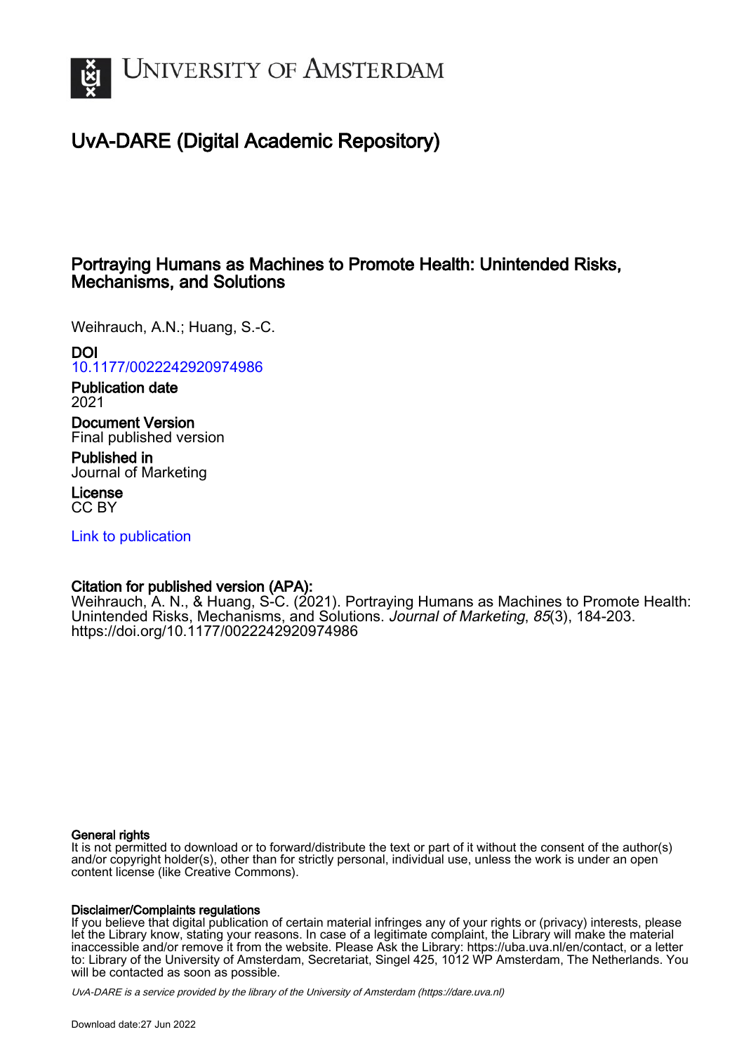UNIVERSITY OF AMSTERDAM

# UvA-DARE (Digital Academic Repository)

## Portraying Humans as Machines to Promote Health: Unintended Risks, Mechanisms, and Solutions

Weihrauch, A.N.; Huang, S.-C.

**DOI**
10.1177/0022242920974986

**Publication date**
2021

**Document Version**
Final published version

**Published in**
Journal of Marketing

**License**
CC BY

Link to publication

**Citation for published version (APA):**
Weihrauch, A. N., & Huang, S-C. (2021). Portraying Humans as Machines to Promote Health: Unintended Risks, Mechanisms, and Solutions. *Journal of Marketing*, *85*(3), 184-203. https://doi.org/10.1177/0022242920974986

**General rights**
It is not permitted to download or to forward/distribute the text or part of it without the consent of the author(s) and/or copyright holder(s), other than for strictly personal, individual use, unless the work is under an open content license (like Creative Commons).

**Disclaimer/Complaints regulations**
If you believe that digital publication of certain material infringes any of your rights or (privacy) interests, please let the Library know, stating your reasons. In case of a legitimate complaint, the Library will make the material inaccessible and/or remove it from the website. Please Ask the Library: https://uba.uva.nl/en/contact, or a letter to: Library of the University of Amsterdam, Secretariat, Singel 425, 1012 WP Amsterdam, The Netherlands. You will be contacted as soon as possible.

*UvA-DARE is a service provided by the library of the University of Amsterdam (https://dare.uva.nl)*

Download date:27 Jun 2022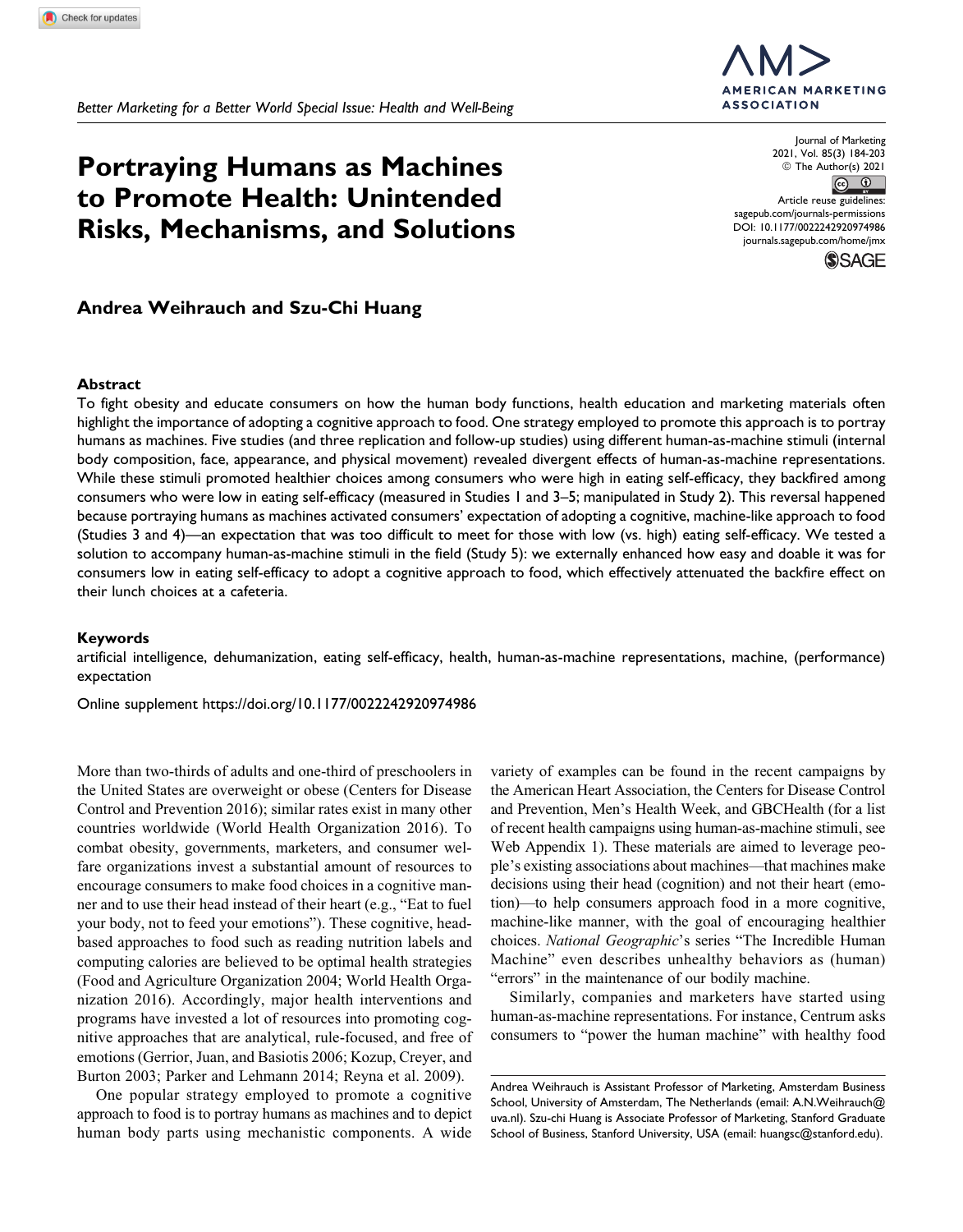*Better Marketing for a Better World Special Issue: Health and Well-Being*

# Portraying Humans as Machines to Promote Health: Unintended Risks, Mechanisms, and Solutions

Journal of Marketing
2021, Vol. 85(3) 184-203
© The Author(s) 2021
Article reuse guidelines: sagepub.com/journals-permissions
DOI: 10.1177/0022242920974986
journals.sagepub.com/home/jmx

**Andrea Weihrauch and Szu-Chi Huang**

## Abstract

To fight obesity and educate consumers on how the human body functions, health education and marketing materials often highlight the importance of adopting a cognitive approach to food. One strategy employed to promote this approach is to portray humans as machines. Five studies (and three replication and follow-up studies) using different human-as-machine stimuli (internal body composition, face, appearance, and physical movement) revealed divergent effects of human-as-machine representations. While these stimuli promoted healthier choices among consumers who were high in eating self-efficacy, they backfired among consumers who were low in eating self-efficacy (measured in Studies 1 and 3–5; manipulated in Study 2). This reversal happened because portraying humans as machines activated consumers' expectation of adopting a cognitive, machine-like approach to food (Studies 3 and 4)—an expectation that was too difficult to meet for those with low (vs. high) eating self-efficacy. We tested a solution to accompany human-as-machine stimuli in the field (Study 5): we externally enhanced how easy and doable it was for consumers low in eating self-efficacy to adopt a cognitive approach to food, which effectively attenuated the backfire effect on their lunch choices at a cafeteria.

## Keywords

artificial intelligence, dehumanization, eating self-efficacy, health, human-as-machine representations, machine, (performance) expectation

Online supplement https://doi.org/10.1177/0022242920974986

More than two-thirds of adults and one-third of preschoolers in the United States are overweight or obese (Centers for Disease Control and Prevention 2016); similar rates exist in many other countries worldwide (World Health Organization 2016). To combat obesity, governments, marketers, and consumer welfare organizations invest a substantial amount of resources to encourage consumers to make food choices in a cognitive manner and to use their head instead of their heart (e.g., "Eat to fuel your body, not to feed your emotions"). These cognitive, head-based approaches to food such as reading nutrition labels and computing calories are believed to be optimal health strategies (Food and Agriculture Organization 2004; World Health Organization 2016). Accordingly, major health interventions and programs have invested a lot of resources into promoting cognitive approaches that are analytical, rule-focused, and free of emotions (Gerrior, Juan, and Basiotis 2006; Kozup, Creyer, and Burton 2003; Parker and Lehmann 2014; Reyna et al. 2009).

One popular strategy employed to promote a cognitive approach to food is to portray humans as machines and to depict human body parts using mechanistic components. A wide variety of examples can be found in the recent campaigns by the American Heart Association, the Centers for Disease Control and Prevention, Men's Health Week, and GBCHealth (for a list of recent health campaigns using human-as-machine stimuli, see Web Appendix 1). These materials are aimed to leverage people's existing associations about machines—that machines make decisions using their head (cognition) and not their heart (emotion)—to help consumers approach food in a more cognitive, machine-like manner, with the goal of encouraging healthier choices. *National Geographic*'s series "The Incredible Human Machine" even describes unhealthy behaviors as (human) "errors" in the maintenance of our bodily machine.

Similarly, companies and marketers have started using human-as-machine representations. For instance, Centrum asks consumers to "power the human machine" with healthy food

Andrea Weihrauch is Assistant Professor of Marketing, Amsterdam Business School, University of Amsterdam, The Netherlands (email: A.N.Weihrauch@uva.nl). Szu-chi Huang is Associate Professor of Marketing, Stanford Graduate School of Business, Stanford University, USA (email: huangsc@stanford.edu).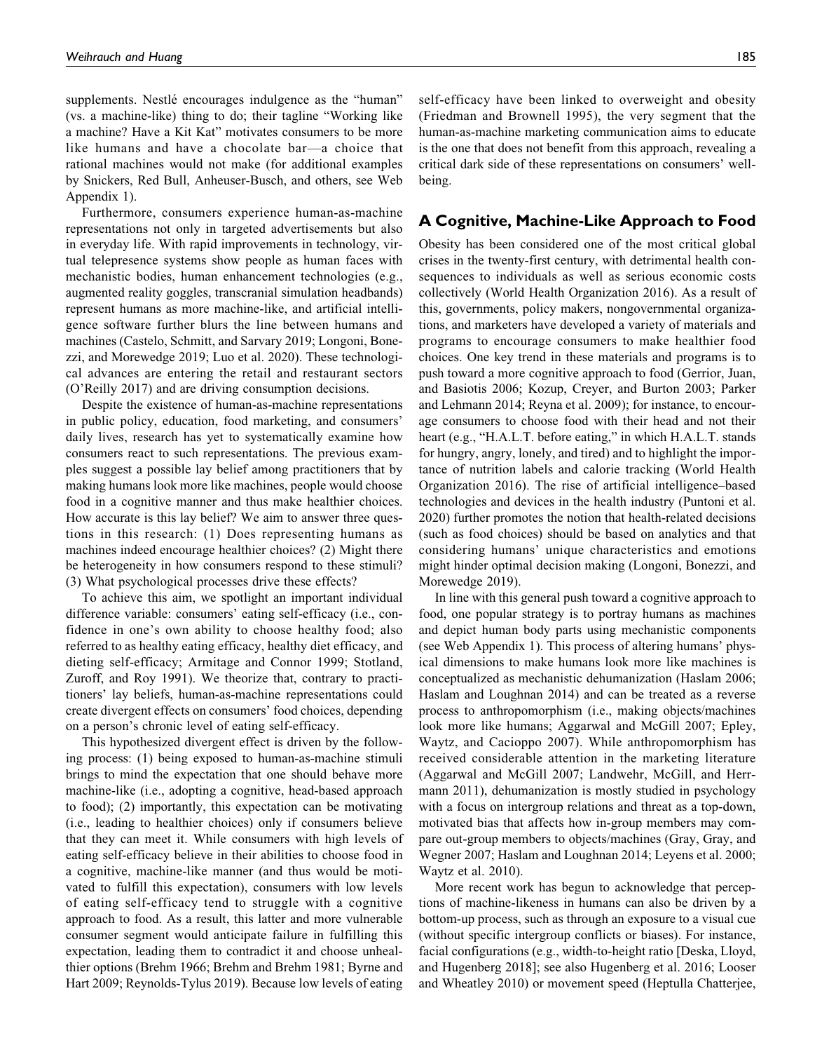supplements. Nestlé encourages indulgence as the "human" (vs. a machine-like) thing to do; their tagline "Working like a machine? Have a Kit Kat" motivates consumers to be more like humans and have a chocolate bar—a choice that rational machines would not make (for additional examples by Snickers, Red Bull, Anheuser-Busch, and others, see Web Appendix 1).

Furthermore, consumers experience human-as-machine representations not only in targeted advertisements but also in everyday life. With rapid improvements in technology, virtual telepresence systems show people as human faces with mechanistic bodies, human enhancement technologies (e.g., augmented reality goggles, transcranial simulation headbands) represent humans as more machine-like, and artificial intelligence software further blurs the line between humans and machines (Castelo, Schmitt, and Sarvary 2019; Longoni, Bonezzi, and Morewedge 2019; Luo et al. 2020). These technological advances are entering the retail and restaurant sectors (O'Reilly 2017) and are driving consumption decisions.

Despite the existence of human-as-machine representations in public policy, education, food marketing, and consumers' daily lives, research has yet to systematically examine how consumers react to such representations. The previous examples suggest a possible lay belief among practitioners that by making humans look more like machines, people would choose food in a cognitive manner and thus make healthier choices. How accurate is this lay belief? We aim to answer three questions in this research: (1) Does representing humans as machines indeed encourage healthier choices? (2) Might there be heterogeneity in how consumers respond to these stimuli? (3) What psychological processes drive these effects?

To achieve this aim, we spotlight an important individual difference variable: consumers' eating self-efficacy (i.e., confidence in one's own ability to choose healthy food; also referred to as healthy eating efficacy, healthy diet efficacy, and dieting self-efficacy; Armitage and Connor 1999; Stotland, Zuroff, and Roy 1991). We theorize that, contrary to practitioners' lay beliefs, human-as-machine representations could create divergent effects on consumers' food choices, depending on a person's chronic level of eating self-efficacy.

This hypothesized divergent effect is driven by the following process: (1) being exposed to human-as-machine stimuli brings to mind the expectation that one should behave more machine-like (i.e., adopting a cognitive, head-based approach to food); (2) importantly, this expectation can be motivating (i.e., leading to healthier choices) only if consumers believe that they can meet it. While consumers with high levels of eating self-efficacy believe in their abilities to choose food in a cognitive, machine-like manner (and thus would be motivated to fulfill this expectation), consumers with low levels of eating self-efficacy tend to struggle with a cognitive approach to food. As a result, this latter and more vulnerable consumer segment would anticipate failure in fulfilling this expectation, leading them to contradict it and choose unhealthier options (Brehm 1966; Brehm and Brehm 1981; Byrne and Hart 2009; Reynolds-Tylus 2019). Because low levels of eating self-efficacy have been linked to overweight and obesity (Friedman and Brownell 1995), the very segment that the human-as-machine marketing communication aims to educate is the one that does not benefit from this approach, revealing a critical dark side of these representations on consumers' well-being.

## A Cognitive, Machine-Like Approach to Food

Obesity has been considered one of the most critical global crises in the twenty-first century, with detrimental health consequences to individuals as well as serious economic costs collectively (World Health Organization 2016). As a result of this, governments, policy makers, nongovernmental organizations, and marketers have developed a variety of materials and programs to encourage consumers to make healthier food choices. One key trend in these materials and programs is to push toward a more cognitive approach to food (Gerrior, Juan, and Basiotis 2006; Kozup, Creyer, and Burton 2003; Parker and Lehmann 2014; Reyna et al. 2009); for instance, to encourage consumers to choose food with their head and not their heart (e.g., "H.A.L.T. before eating," in which H.A.L.T. stands for hungry, angry, lonely, and tired) and to highlight the importance of nutrition labels and calorie tracking (World Health Organization 2016). The rise of artificial intelligence–based technologies and devices in the health industry (Puntoni et al. 2020) further promotes the notion that health-related decisions (such as food choices) should be based on analytics and that considering humans' unique characteristics and emotions might hinder optimal decision making (Longoni, Bonezzi, and Morewedge 2019).

In line with this general push toward a cognitive approach to food, one popular strategy is to portray humans as machines and depict human body parts using mechanistic components (see Web Appendix 1). This process of altering humans' physical dimensions to make humans look more like machines is conceptualized as mechanistic dehumanization (Haslam 2006; Haslam and Loughnan 2014) and can be treated as a reverse process to anthropomorphism (i.e., making objects/machines look more like humans; Aggarwal and McGill 2007; Epley, Waytz, and Cacioppo 2007). While anthropomorphism has received considerable attention in the marketing literature (Aggarwal and McGill 2007; Landwehr, McGill, and Herrmann 2011), dehumanization is mostly studied in psychology with a focus on intergroup relations and threat as a top-down, motivated bias that affects how in-group members may compare out-group members to objects/machines (Gray, Gray, and Wegner 2007; Haslam and Loughnan 2014; Leyens et al. 2000; Waytz et al. 2010).

More recent work has begun to acknowledge that perceptions of machine-likeness in humans can also be driven by a bottom-up process, such as through an exposure to a visual cue (without specific intergroup conflicts or biases). For instance, facial configurations (e.g., width-to-height ratio [Deska, Lloyd, and Hugenberg 2018]; see also Hugenberg et al. 2016; Looser and Wheatley 2010) or movement speed (Heptulla Chatterjee,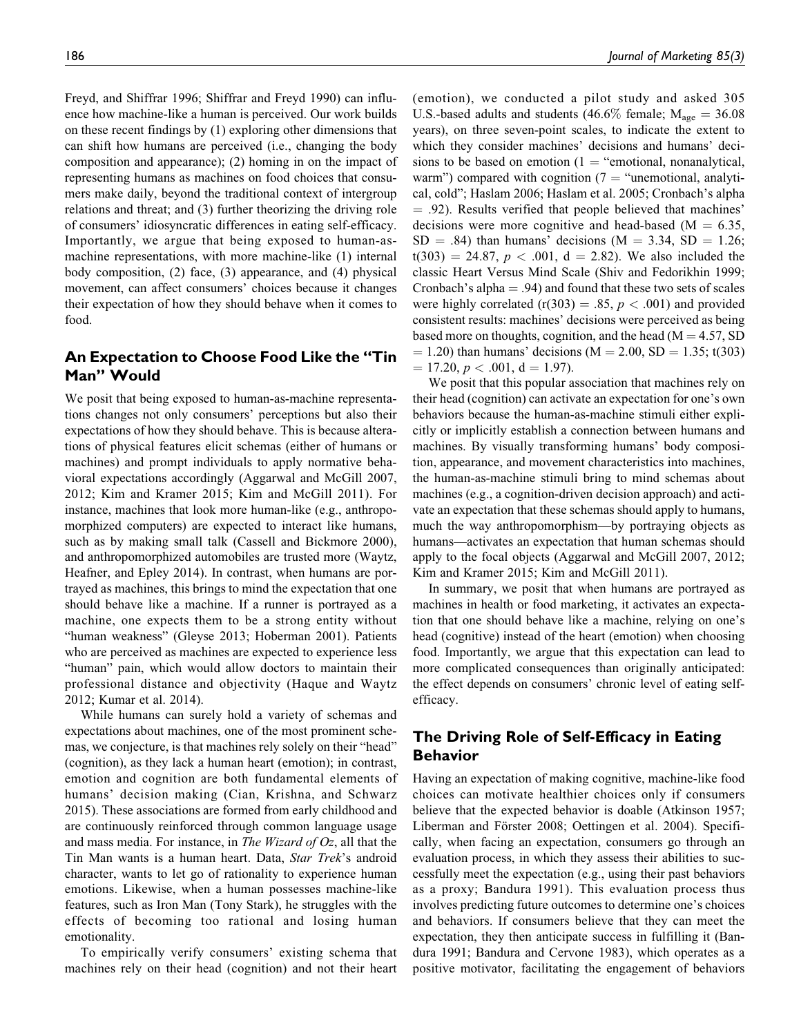Freyd, and Shiffrar 1996; Shiffrar and Freyd 1990) can influence how machine-like a human is perceived. Our work builds on these recent findings by (1) exploring other dimensions that can shift how humans are perceived (i.e., changing the body composition and appearance); (2) homing in on the impact of representing humans as machines on food choices that consumers make daily, beyond the traditional context of intergroup relations and threat; and (3) further theorizing the driving role of consumers' idiosyncratic differences in eating self-efficacy. Importantly, we argue that being exposed to human-as-machine representations, with more machine-like (1) internal body composition, (2) face, (3) appearance, and (4) physical movement, can affect consumers' choices because it changes their expectation of how they should behave when it comes to food.

## An Expectation to Choose Food Like the "Tin Man" Would

We posit that being exposed to human-as-machine representations changes not only consumers' perceptions but also their expectations of how they should behave. This is because alterations of physical features elicit schemas (either of humans or machines) and prompt individuals to apply normative behavioral expectations accordingly (Aggarwal and McGill 2007, 2012; Kim and Kramer 2015; Kim and McGill 2011). For instance, machines that look more human-like (e.g., anthropomorphized computers) are expected to interact like humans, such as by making small talk (Cassell and Bickmore 2000), and anthropomorphized automobiles are trusted more (Waytz, Heafner, and Epley 2014). In contrast, when humans are portrayed as machines, this brings to mind the expectation that one should behave like a machine. If a runner is portrayed as a machine, one expects them to be a strong entity without "human weakness" (Gleyse 2013; Hoberman 2001). Patients who are perceived as machines are expected to experience less "human" pain, which would allow doctors to maintain their professional distance and objectivity (Haque and Waytz 2012; Kumar et al. 2014).

While humans can surely hold a variety of schemas and expectations about machines, one of the most prominent schemas, we conjecture, is that machines rely solely on their "head" (cognition), as they lack a human heart (emotion); in contrast, emotion and cognition are both fundamental elements of humans' decision making (Cian, Krishna, and Schwarz 2015). These associations are formed from early childhood and are continuously reinforced through common language usage and mass media. For instance, in *The Wizard of Oz*, all that the Tin Man wants is a human heart. Data, *Star Trek*'s android character, wants to let go of rationality to experience human emotions. Likewise, when a human possesses machine-like features, such as Iron Man (Tony Stark), he struggles with the effects of becoming too rational and losing human emotionality.

To empirically verify consumers' existing schema that machines rely on their head (cognition) and not their heart (emotion), we conducted a pilot study and asked 305 U.S.-based adults and students (46.6% female; $M_{age} = 36.08$ years), on three seven-point scales, to indicate the extent to which they consider machines' decisions and humans' decisions to be based on emotion (1 = "emotional, nonanalytical, warm") compared with cognition (7 = "unemotional, analytical, cold"; Haslam 2006; Haslam et al. 2005; Cronbach's alpha = .92). Results verified that people believed that machines' decisions were more cognitive and head-based (M = 6.35, SD = .84) than humans' decisions (M = 3.34, SD = 1.26; $t(303) = 24.87$, $p < .001$, d = 2.82). We also included the classic Heart Versus Mind Scale (Shiv and Fedorikhin 1999; Cronbach's alpha = .94) and found that these two sets of scales were highly correlated ($r(303) = .85$, $p < .001$) and provided consistent results: machines' decisions were perceived as being based more on thoughts, cognition, and the head (M = 4.57, SD = 1.20) than humans' decisions (M = 2.00, SD = 1.35; $t(303) = 17.20$, $p < .001$, d = 1.97).

We posit that this popular association that machines rely on their head (cognition) can activate an expectation for one's own behaviors because the human-as-machine stimuli either explicitly or implicitly establish a connection between humans and machines. By visually transforming humans' body composition, appearance, and movement characteristics into machines, the human-as-machine stimuli bring to mind schemas about machines (e.g., a cognition-driven decision approach) and activate an expectation that these schemas should apply to humans, much the way anthropomorphism—by portraying objects as humans—activates an expectation that human schemas should apply to the focal objects (Aggarwal and McGill 2007, 2012; Kim and Kramer 2015; Kim and McGill 2011).

In summary, we posit that when humans are portrayed as machines in health or food marketing, it activates an expectation that one should behave like a machine, relying on one's head (cognitive) instead of the heart (emotion) when choosing food. Importantly, we argue that this expectation can lead to more complicated consequences than originally anticipated: the effect depends on consumers' chronic level of eating self-efficacy.

## The Driving Role of Self-Efficacy in Eating Behavior

Having an expectation of making cognitive, machine-like food choices can motivate healthier choices only if consumers believe that the expected behavior is doable (Atkinson 1957; Liberman and Förster 2008; Oettingen et al. 2004). Specifically, when facing an expectation, consumers go through an evaluation process, in which they assess their abilities to successfully meet the expectation (e.g., using their past behaviors as a proxy; Bandura 1991). This evaluation process thus involves predicting future outcomes to determine one's choices and behaviors. If consumers believe that they can meet the expectation, they then anticipate success in fulfilling it (Bandura 1991; Bandura and Cervone 1983), which operates as a positive motivator, facilitating the engagement of behaviors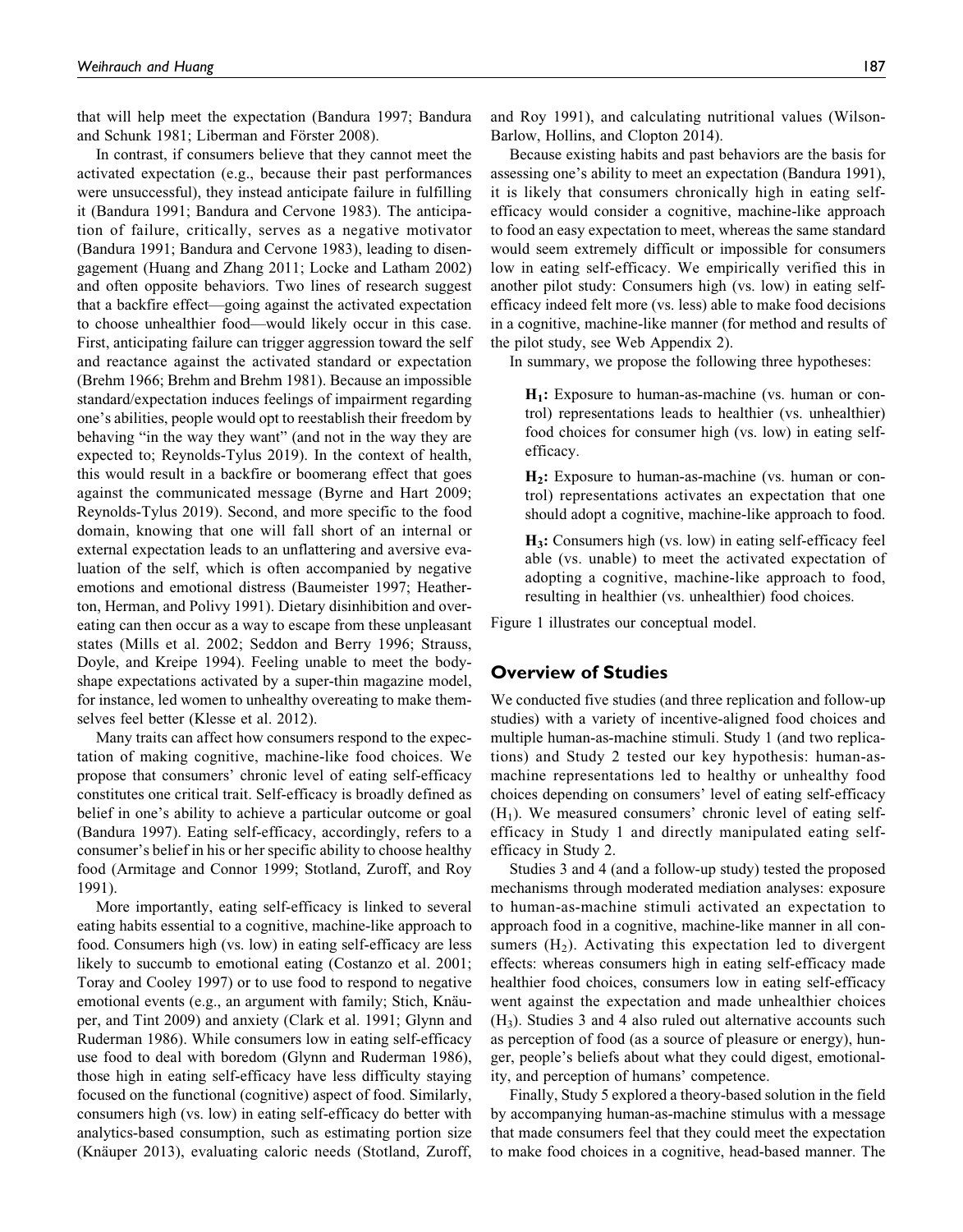that will help meet the expectation (Bandura 1997; Bandura and Schunk 1981; Liberman and Förster 2008).

In contrast, if consumers believe that they cannot meet the activated expectation (e.g., because their past performances were unsuccessful), they instead anticipate failure in fulfilling it (Bandura 1991; Bandura and Cervone 1983). The anticipation of failure, critically, serves as a negative motivator (Bandura 1991; Bandura and Cervone 1983), leading to disengagement (Huang and Zhang 2011; Locke and Latham 2002) and often opposite behaviors. Two lines of research suggest that a backfire effect—going against the activated expectation to choose unhealthier food—would likely occur in this case. First, anticipating failure can trigger aggression toward the self and reactance against the activated standard or expectation (Brehm 1966; Brehm and Brehm 1981). Because an impossible standard/expectation induces feelings of impairment regarding one's abilities, people would opt to reestablish their freedom by behaving "in the way they want" (and not in the way they are expected to; Reynolds-Tylus 2019). In the context of health, this would result in a backfire or boomerang effect that goes against the communicated message (Byrne and Hart 2009; Reynolds-Tylus 2019). Second, and more specific to the food domain, knowing that one will fall short of an internal or external expectation leads to an unflattering and aversive evaluation of the self, which is often accompanied by negative emotions and emotional distress (Baumeister 1997; Heatherton, Herman, and Polivy 1991). Dietary disinhibition and overeating can then occur as a way to escape from these unpleasant states (Mills et al. 2002; Seddon and Berry 1996; Strauss, Doyle, and Kreipe 1994). Feeling unable to meet the body-shape expectations activated by a super-thin magazine model, for instance, led women to unhealthy overeating to make themselves feel better (Klesse et al. 2012).

Many traits can affect how consumers respond to the expectation of making cognitive, machine-like food choices. We propose that consumers' chronic level of eating self-efficacy constitutes one critical trait. Self-efficacy is broadly defined as belief in one's ability to achieve a particular outcome or goal (Bandura 1997). Eating self-efficacy, accordingly, refers to a consumer's belief in his or her specific ability to choose healthy food (Armitage and Connor 1999; Stotland, Zuroff, and Roy 1991).

More importantly, eating self-efficacy is linked to several eating habits essential to a cognitive, machine-like approach to food. Consumers high (vs. low) in eating self-efficacy are less likely to succumb to emotional eating (Costanzo et al. 2001; Toray and Cooley 1997) or to use food to respond to negative emotional events (e.g., an argument with family; Stich, Knäuper, and Tint 2009) and anxiety (Clark et al. 1991; Glynn and Ruderman 1986). While consumers low in eating self-efficacy use food to deal with boredom (Glynn and Ruderman 1986), those high in eating self-efficacy have less difficulty staying focused on the functional (cognitive) aspect of food. Similarly, consumers high (vs. low) in eating self-efficacy do better with analytics-based consumption, such as estimating portion size (Knäuper 2013), evaluating caloric needs (Stotland, Zuroff, and Roy 1991), and calculating nutritional values (Wilson-Barlow, Hollins, and Clopton 2014).

Because existing habits and past behaviors are the basis for assessing one's ability to meet an expectation (Bandura 1991), it is likely that consumers chronically high in eating self-efficacy would consider a cognitive, machine-like approach to food an easy expectation to meet, whereas the same standard would seem extremely difficult or impossible for consumers low in eating self-efficacy. We empirically verified this in another pilot study: Consumers high (vs. low) in eating self-efficacy indeed felt more (vs. less) able to make food decisions in a cognitive, machine-like manner (for method and results of the pilot study, see Web Appendix 2).

In summary, we propose the following three hypotheses:

> **$H_1$:** Exposure to human-as-machine (vs. human or control) representations leads to healthier (vs. unhealthier) food choices for consumer high (vs. low) in eating self-efficacy.
>
> **$H_2$:** Exposure to human-as-machine (vs. human or control) representations activates an expectation that one should adopt a cognitive, machine-like approach to food.
>
> **$H_3$:** Consumers high (vs. low) in eating self-efficacy feel able (vs. unable) to meet the activated expectation of adopting a cognitive, machine-like approach to food, resulting in healthier (vs. unhealthier) food choices.

Figure 1 illustrates our conceptual model.

## Overview of Studies

We conducted five studies (and three replication and follow-up studies) with a variety of incentive-aligned food choices and multiple human-as-machine stimuli. Study 1 (and two replications) and Study 2 tested our key hypothesis: human-as-machine representations led to healthy or unhealthy food choices depending on consumers' level of eating self-efficacy ($H_1$). We measured consumers' chronic level of eating self-efficacy in Study 1 and directly manipulated eating self-efficacy in Study 2.

Studies 3 and 4 (and a follow-up study) tested the proposed mechanisms through moderated mediation analyses: exposure to human-as-machine stimuli activated an expectation to approach food in a cognitive, machine-like manner in all consumers ($H_2$). Activating this expectation led to divergent effects: whereas consumers high in eating self-efficacy made healthier food choices, consumers low in eating self-efficacy went against the expectation and made unhealthier choices ($H_3$). Studies 3 and 4 also ruled out alternative accounts such as perception of food (as a source of pleasure or energy), hunger, people's beliefs about what they could digest, emotionality, and perception of humans' competence.

Finally, Study 5 explored a theory-based solution in the field by accompanying human-as-machine stimulus with a message that made consumers feel that they could meet the expectation to make food choices in a cognitive, head-based manner. The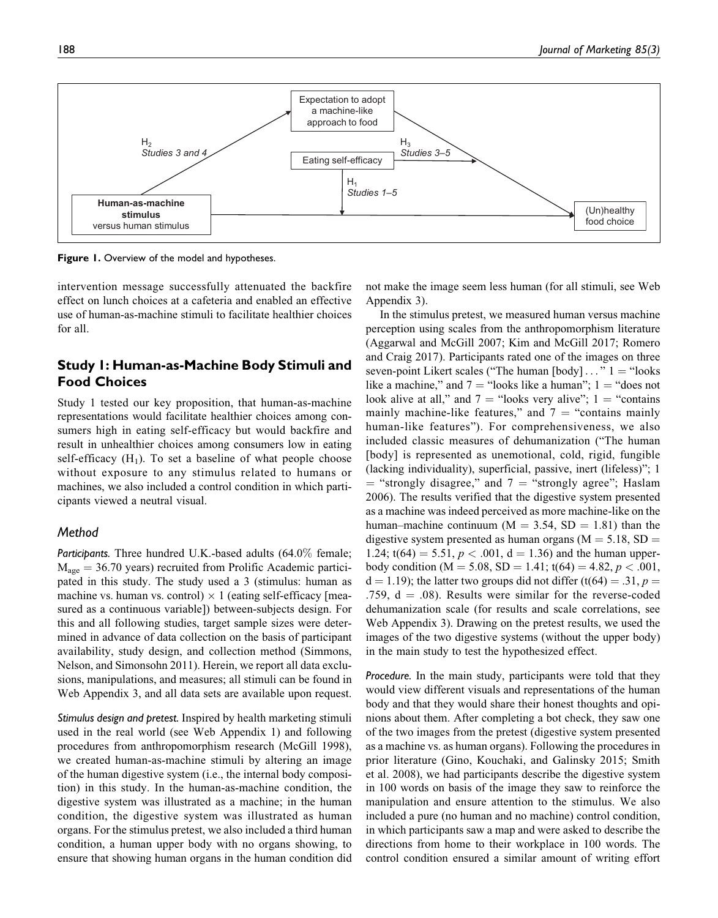Figure 1. Overview of the model and hypotheses.

intervention message successfully attenuated the backfire effect on lunch choices at a cafeteria and enabled an effective use of human-as-machine stimuli to facilitate healthier choices for all.

## Study 1: Human-as-Machine Body Stimuli and Food Choices

Study 1 tested our key proposition, that human-as-machine representations would facilitate healthier choices among consumers high in eating self-efficacy but would backfire and result in unhealthier choices among consumers low in eating self-efficacy ($H_1$). To set a baseline of what people choose without exposure to any stimulus related to humans or machines, we also included a control condition in which participants viewed a neutral visual.

### Method

*Participants.* Three hundred U.K.-based adults (64.0% female; $M_{age} = 36.70$ years) recruited from Prolific Academic participated in this study. The study used a 3 (stimulus: human as machine vs. human vs. control) × 1 (eating self-efficacy [measured as a continuous variable]) between-subjects design. For this and all following studies, target sample sizes were determined in advance of data collection on the basis of participant availability, study design, and collection method (Simmons, Nelson, and Simonsohn 2011). Herein, we report all data exclusions, manipulations, and measures; all stimuli can be found in Web Appendix 3, and all data sets are available upon request.

*Stimulus design and pretest.* Inspired by health marketing stimuli used in the real world (see Web Appendix 1) and following procedures from anthropomorphism research (McGill 1998), we created human-as-machine stimuli by altering an image of the human digestive system (i.e., the internal body composition) in this study. In the human-as-machine condition, the digestive system was illustrated as a machine; in the human condition, the digestive system was illustrated as human organs. For the stimulus pretest, we also included a third human condition, a human upper body with no organs showing, to ensure that showing human organs in the human condition did not make the image seem less human (for all stimuli, see Web Appendix 3).

In the stimulus pretest, we measured human versus machine perception using scales from the anthropomorphism literature (Aggarwal and McGill 2007; Kim and McGill 2017; Romero and Craig 2017). Participants rated one of the images on three seven-point Likert scales ("The human [body] . . . " 1 = "looks like a machine," and 7 = "looks like a human"; 1 = "does not look alive at all," and 7 = "looks very alive"; 1 = "contains mainly machine-like features," and 7 = "contains mainly human-like features"). For comprehensiveness, we also included classic measures of dehumanization ("The human [body] is represented as unemotional, cold, rigid, fungible (lacking individuality), superficial, passive, inert (lifeless)"; 1 = "strongly disagree," and 7 = "strongly agree"; Haslam 2006). The results verified that the digestive system presented as a machine was indeed perceived as more machine-like on the human–machine continuum ($M = 3.54$, $SD = 1.81$) than the digestive system presented as human organs ($M = 5.18$, $SD = 1.24$; $t(64) = 5.51$, $p < .001$, $d = 1.36$) and the human upper-body condition ($M = 5.08$, $SD = 1.41$; $t(64) = 4.82$, $p < .001$, $d = 1.19$); the latter two groups did not differ ($t(64) = .31$, $p = .759$, $d = .08$). Results were similar for the reverse-coded dehumanization scale (for results and scale correlations, see Web Appendix 3). Drawing on the pretest results, we used the images of the two digestive systems (without the upper body) in the main study to test the hypothesized effect.

*Procedure.* In the main study, participants were told that they would view different visuals and representations of the human body and that they would share their honest thoughts and opinions about them. After completing a bot check, they saw one of the two images from the pretest (digestive system presented as a machine vs. as human organs). Following the procedures in prior literature (Gino, Kouchaki, and Galinsky 2015; Smith et al. 2008), we had participants describe the digestive system in 100 words on basis of the image they saw to reinforce the manipulation and ensure attention to the stimulus. We also included a pure (no human and no machine) control condition, in which participants saw a map and were asked to describe the directions from home to their workplace in 100 words. The control condition ensured a similar amount of writing effort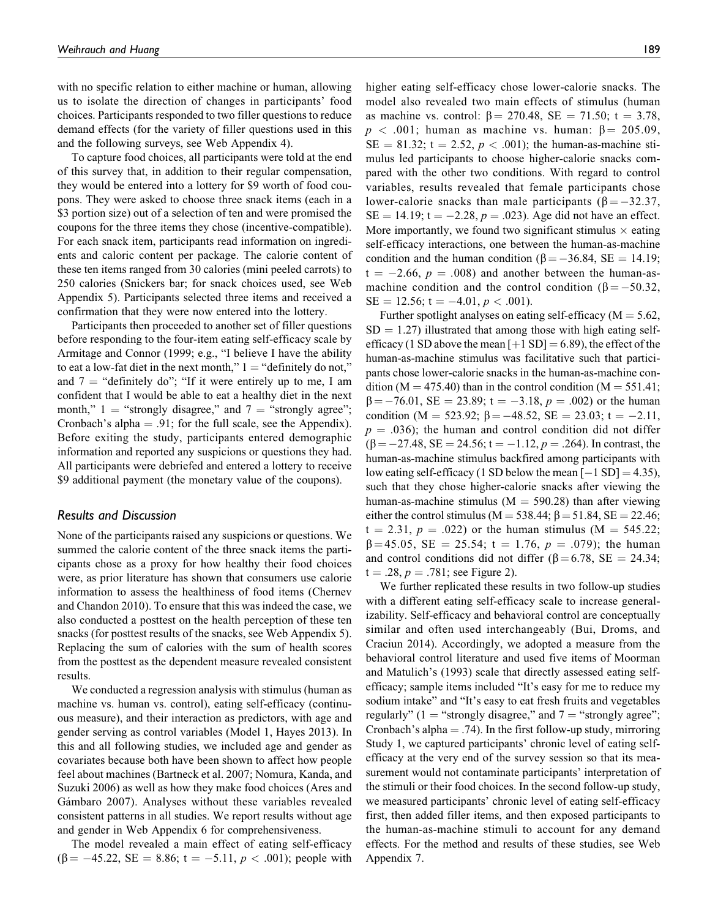with no specific relation to either machine or human, allowing us to isolate the direction of changes in participants' food choices. Participants responded to two filler questions to reduce demand effects (for the variety of filler questions used in this and the following surveys, see Web Appendix 4).

To capture food choices, all participants were told at the end of this survey that, in addition to their regular compensation, they would be entered into a lottery for \$9 worth of food coupons. They were asked to choose three snack items (each in a \$3 portion size) out of a selection of ten and were promised the coupons for the three items they chose (incentive-compatible). For each snack item, participants read information on ingredients and caloric content per package. The calorie content of these ten items ranged from 30 calories (mini peeled carrots) to 250 calories (Snickers bar; for snack choices used, see Web Appendix 5). Participants selected three items and received a confirmation that they were now entered into the lottery.

Participants then proceeded to another set of filler questions before responding to the four-item eating self-efficacy scale by Armitage and Connor (1999; e.g., "I believe I have the ability to eat a low-fat diet in the next month," 1 = "definitely do not," and 7 = "definitely do"; "If it were entirely up to me, I am confident that I would be able to eat a healthy diet in the next month," 1 = "strongly disagree," and 7 = "strongly agree"; Cronbach's alpha = .91; for the full scale, see the Appendix). Before exiting the study, participants entered demographic information and reported any suspicions or questions they had. All participants were debriefed and entered a lottery to receive \$9 additional payment (the monetary value of the coupons).

### Results and Discussion

None of the participants raised any suspicions or questions. We summed the calorie content of the three snack items the participants chose as a proxy for how healthy their food choices were, as prior literature has shown that consumers use calorie information to assess the healthiness of food items (Chernev and Chandon 2010). To ensure that this was indeed the case, we also conducted a posttest on the health perception of these ten snacks (for posttest results of the snacks, see Web Appendix 5). Replacing the sum of calories with the sum of health scores from the posttest as the dependent measure revealed consistent results.

We conducted a regression analysis with stimulus (human as machine vs. human vs. control), eating self-efficacy (continuous measure), and their interaction as predictors, with age and gender serving as control variables (Model 1, Hayes 2013). In this and all following studies, we included age and gender as covariates because both have been shown to affect how people feel about machines (Bartneck et al. 2007; Nomura, Kanda, and Suzuki 2006) as well as how they make food choices (Ares and Gámbaro 2007). Analyses without these variables revealed consistent patterns in all studies. We report results without age and gender in Web Appendix 6 for comprehensiveness.

The model revealed a main effect of eating self-efficacy ($\beta = -45.22$, $SE = 8.86$; $t = -5.11$, $p < .001$); people with higher eating self-efficacy chose lower-calorie snacks. The model also revealed two main effects of stimulus (human as machine vs. control: $\beta = 270.48$, $SE = 71.50$; $t = 3.78$, $p < .001$; human as machine vs. human: $\beta = 205.09$, $SE = 81.32$; $t = 2.52$, $p < .001$); the human-as-machine stimulus led participants to choose higher-calorie snacks compared with the other two conditions. With regard to control variables, results revealed that female participants chose lower-calorie snacks than male participants ($\beta = -32.37$, $SE = 14.19$; $t = -2.28$, $p = .023$). Age did not have an effect. More importantly, we found two significant stimulus × eating self-efficacy interactions, one between the human-as-machine condition and the human condition ($\beta = -36.84$, $SE = 14.19$; $t = -2.66$, $p = .008$) and another between the human-as-machine condition and the control condition ($\beta = -50.32$, $SE = 12.56$; $t = -4.01$, $p < .001$).

Further spotlight analyses on eating self-efficacy ($M = 5.62$, $SD = 1.27$) illustrated that among those with high eating self-efficacy (1 SD above the mean [+1 SD] = 6.89), the effect of the human-as-machine stimulus was facilitative such that participants chose lower-calorie snacks in the human-as-machine condition ($M = 475.40$) than in the control condition ($M = 551.41$; $\beta = -76.01$, $SE = 23.89$; $t = -3.18$, $p = .002$) or the human condition ($M = 523.92$; $\beta = -48.52$, $SE = 23.03$; $t = -2.11$, $p = .036$); the human and control condition did not differ ($\beta = -27.48$, $SE = 24.56$; $t = -1.12$, $p = .264$). In contrast, the human-as-machine stimulus backfired among participants with low eating self-efficacy (1 SD below the mean [−1 SD] = 4.35), such that they chose higher-calorie snacks after viewing the human-as-machine stimulus ($M = 590.28$) than after viewing either the control stimulus ($M = 538.44$; $\beta = 51.84$, $SE = 22.46$; $t = 2.31$, $p = .022$) or the human stimulus ($M = 545.22$; $\beta = 45.05$, $SE = 25.54$; $t = 1.76$, $p = .079$); the human and control conditions did not differ ($\beta = 6.78$, $SE = 24.34$; $t = .28$, $p = .781$; see Figure 2).

We further replicated these results in two follow-up studies with a different eating self-efficacy scale to increase generalizability. Self-efficacy and behavioral control are conceptually similar and often used interchangeably (Bui, Droms, and Craciun 2014). Accordingly, we adopted a measure from the behavioral control literature and used five items of Moorman and Matulich's (1993) scale that directly assessed eating self-efficacy; sample items included "It's easy for me to reduce my sodium intake" and "It's easy to eat fresh fruits and vegetables regularly" (1 = "strongly disagree," and 7 = "strongly agree"; Cronbach's alpha = .74). In the first follow-up study, mirroring Study 1, we captured participants' chronic level of eating self-efficacy at the very end of the survey session so that its measurement would not contaminate participants' interpretation of the stimuli or their food choices. In the second follow-up study, we measured participants' chronic level of eating self-efficacy first, then added filler items, and then exposed participants to the human-as-machine stimuli to account for any demand effects. For the method and results of these studies, see Web Appendix 7.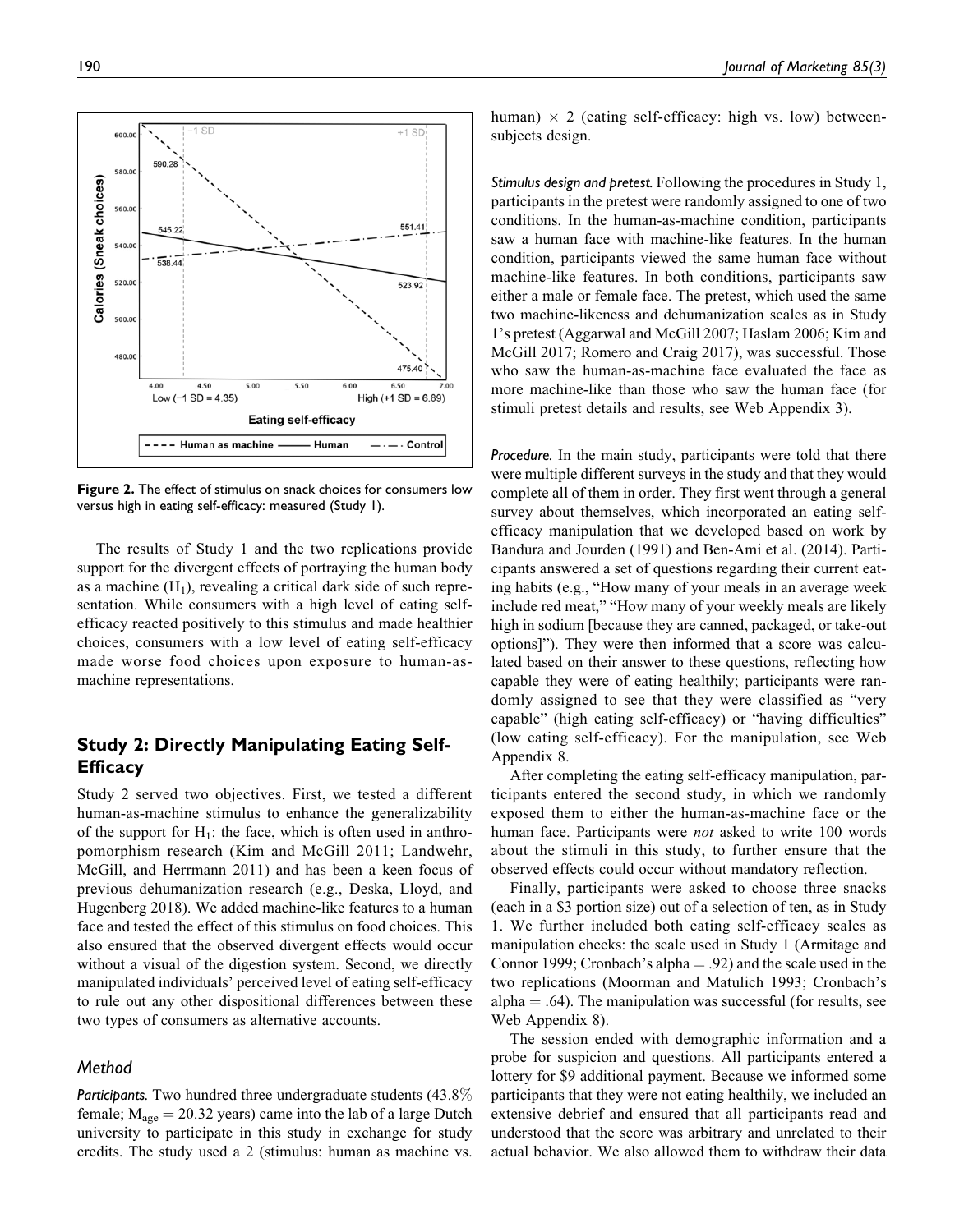Figure 2. The effect of stimulus on snack choices for consumers low versus high in eating self-efficacy: measured (Study 1).

The results of Study 1 and the two replications provide support for the divergent effects of portraying the human body as a machine ($H_1$), revealing a critical dark side of such representation. While consumers with a high level of eating self-efficacy reacted positively to this stimulus and made healthier choices, consumers with a low level of eating self-efficacy made worse food choices upon exposure to human-as-machine representations.

## Study 2: Directly Manipulating Eating Self-Efficacy

Study 2 served two objectives. First, we tested a different human-as-machine stimulus to enhance the generalizability of the support for $H_1$: the face, which is often used in anthropomorphism research (Kim and McGill 2011; Landwehr, McGill, and Herrmann 2011) and has been a keen focus of previous dehumanization research (e.g., Deska, Lloyd, and Hugenberg 2018). We added machine-like features to a human face and tested the effect of this stimulus on food choices. This also ensured that the observed divergent effects would occur without a visual of the digestion system. Second, we directly manipulated individuals' perceived level of eating self-efficacy to rule out any other dispositional differences between these two types of consumers as alternative accounts.

### Method

*Participants.* Two hundred three undergraduate students (43.8% female; $M_{age} = 20.32$ years) came into the lab of a large Dutch university to participate in this study in exchange for study credits. The study used a 2 (stimulus: human as machine vs. human) × 2 (eating self-efficacy: high vs. low) between-subjects design.

*Stimulus design and pretest.* Following the procedures in Study 1, participants in the pretest were randomly assigned to one of two conditions. In the human-as-machine condition, participants saw a human face with machine-like features. In the human condition, participants viewed the same human face without machine-like features. In both conditions, participants saw either a male or female face. The pretest, which used the same two machine-likeness and dehumanization scales as in Study 1's pretest (Aggarwal and McGill 2007; Haslam 2006; Kim and McGill 2017; Romero and Craig 2017), was successful. Those who saw the human-as-machine face evaluated the face as more machine-like than those who saw the human face (for stimuli pretest details and results, see Web Appendix 3).

*Procedure.* In the main study, participants were told that there were multiple different surveys in the study and that they would complete all of them in order. They first went through a general survey about themselves, which incorporated an eating self-efficacy manipulation that we developed based on work by Bandura and Jourden (1991) and Ben-Ami et al. (2014). Participants answered a set of questions regarding their current eating habits (e.g., "How many of your meals in an average week include red meat," "How many of your weekly meals are likely high in sodium [because they are canned, packaged, or take-out options]"). They were then informed that a score was calculated based on their answer to these questions, reflecting how capable they were of eating healthily; participants were randomly assigned to see that they were classified as "very capable" (high eating self-efficacy) or "having difficulties" (low eating self-efficacy). For the manipulation, see Web Appendix 8.

After completing the eating self-efficacy manipulation, participants entered the second study, in which we randomly exposed them to either the human-as-machine face or the human face. Participants were *not* asked to write 100 words about the stimuli in this study, to further ensure that the observed effects could occur without mandatory reflection.

Finally, participants were asked to choose three snacks (each in a $3 portion size) out of a selection of ten, as in Study 1. We further included both eating self-efficacy scales as manipulation checks: the scale used in Study 1 (Armitage and Connor 1999; Cronbach's alpha = .92) and the scale used in the two replications (Moorman and Matulich 1993; Cronbach's alpha = .64). The manipulation was successful (for results, see Web Appendix 8).

The session ended with demographic information and a probe for suspicion and questions. All participants entered a lottery for $9 additional payment. Because we informed some participants that they were not eating healthily, we included an extensive debrief and ensured that all participants read and understood that the score was arbitrary and unrelated to their actual behavior. We also allowed them to withdraw their data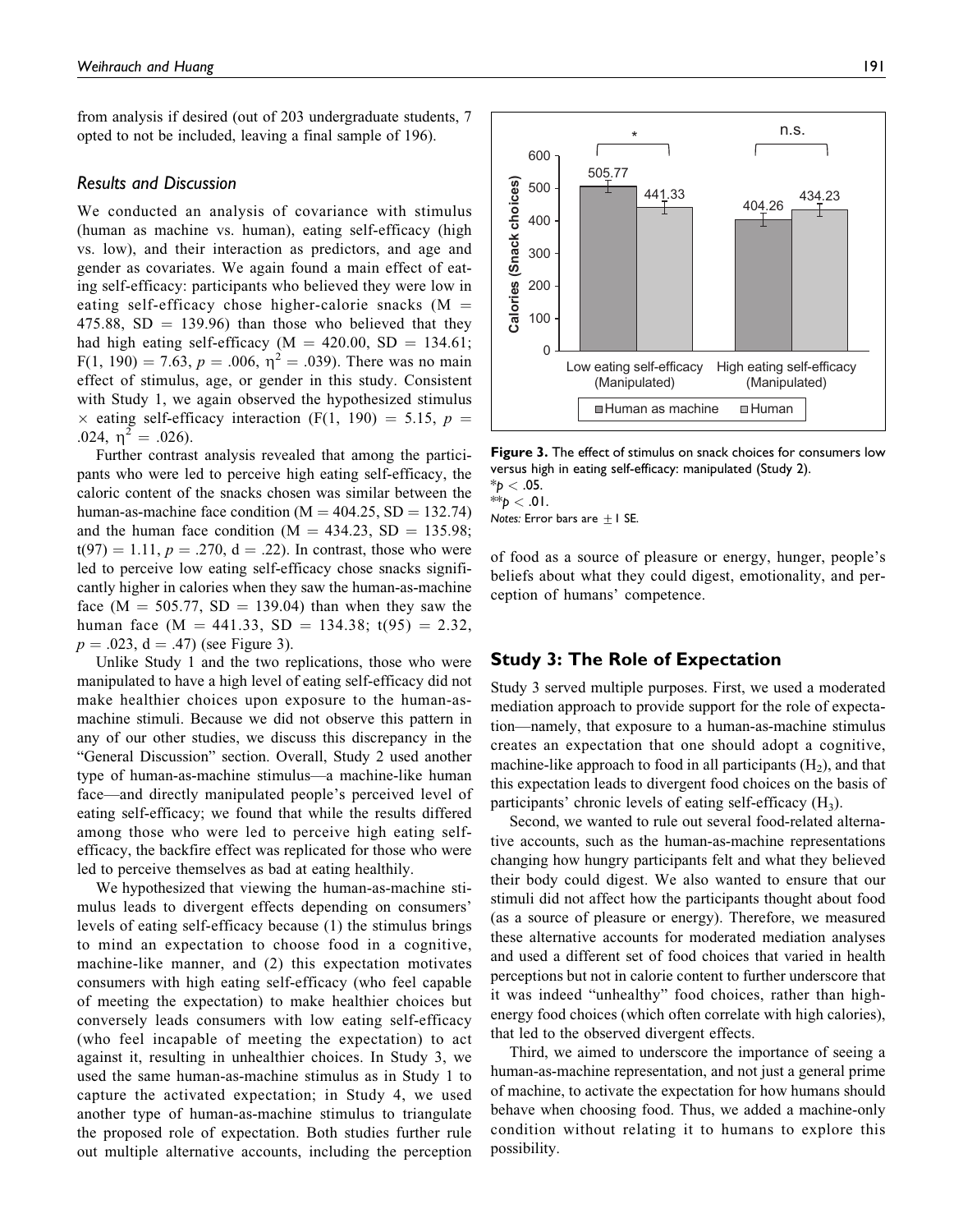from analysis if desired (out of 203 undergraduate students, 7 opted to not be included, leaving a final sample of 196).

### Results and Discussion

We conducted an analysis of covariance with stimulus (human as machine vs. human), eating self-efficacy (high vs. low), and their interaction as predictors, and age and gender as covariates. We again found a main effect of eating self-efficacy: participants who believed they were low in eating self-efficacy chose higher-calorie snacks (M = 475.88, SD = 139.96) than those who believed that they had high eating self-efficacy (M = 420.00, SD = 134.61; $F(1, 190) = 7.63$, $p = .006$, $\eta^2 = .039$). There was no main effect of stimulus, age, or gender in this study. Consistent with Study 1, we again observed the hypothesized stimulus × eating self-efficacy interaction ($F(1, 190) = 5.15$, $p = .024$, $\eta^2 = .026$).

Further contrast analysis revealed that among the participants who were led to perceive high eating self-efficacy, the caloric content of the snacks chosen was similar between the human-as-machine face condition (M = 404.25, SD = 132.74) and the human face condition (M = 434.23, SD = 135.98; $t(97) = 1.11$, $p = .270$, d = .22). In contrast, those who were led to perceive low eating self-efficacy chose snacks significantly higher in calories when they saw the human-as-machine face (M = 505.77, SD = 139.04) than when they saw the human face (M = 441.33, SD = 134.38; $t(95) = 2.32$, $p = .023$, d = .47) (see Figure 3).

**Figure 3.** The effect of stimulus on snack choices for consumers low versus high in eating self-efficacy: manipulated (Study 2).
*$p < .05$.
**$p < .01$.
*Notes:* Error bars are ±1 SE.

Unlike Study 1 and the two replications, those who were manipulated to have a high level of eating self-efficacy did not make healthier choices upon exposure to the human-as-machine stimuli. Because we did not observe this pattern in any of our other studies, we discuss this discrepancy in the "General Discussion" section. Overall, Study 2 used another type of human-as-machine stimulus—a machine-like human face—and directly manipulated people's perceived level of eating self-efficacy; we found that while the results differed among those who were led to perceive high eating self-efficacy, the backfire effect was replicated for those who were led to perceive themselves as bad at eating healthily.

We hypothesized that viewing the human-as-machine stimulus leads to divergent effects depending on consumers' levels of eating self-efficacy because (1) the stimulus brings to mind an expectation to choose food in a cognitive, machine-like manner, and (2) this expectation motivates consumers with high eating self-efficacy (who feel capable of meeting the expectation) to make healthier choices but conversely leads consumers with low eating self-efficacy (who feel incapable of meeting the expectation) to act against it, resulting in unhealthier choices. In Study 3, we used the same human-as-machine stimulus as in Study 1 to capture the activated expectation; in Study 4, we used another type of human-as-machine stimulus to triangulate the proposed role of expectation. Both studies further rule out multiple alternative accounts, including the perception of food as a source of pleasure or energy, hunger, people's beliefs about what they could digest, emotionality, and perception of humans' competence.

## Study 3: The Role of Expectation

Study 3 served multiple purposes. First, we used a moderated mediation approach to provide support for the role of expectation—namely, that exposure to a human-as-machine stimulus creates an expectation that one should adopt a cognitive, machine-like approach to food in all participants ($H_2$), and that this expectation leads to divergent food choices on the basis of participants' chronic levels of eating self-efficacy ($H_3$).

Second, we wanted to rule out several food-related alternative accounts, such as the human-as-machine representations changing how hungry participants felt and what they believed their body could digest. We also wanted to ensure that our stimuli did not affect how the participants thought about food (as a source of pleasure or energy). Therefore, we measured these alternative accounts for moderated mediation analyses and used a different set of food choices that varied in health perceptions but not in calorie content to further underscore that it was indeed "unhealthy" food choices, rather than high-energy food choices (which often correlate with high calories), that led to the observed divergent effects.

Third, we aimed to underscore the importance of seeing a human-as-machine representation, and not just a general prime of machine, to activate the expectation for how humans should behave when choosing food. Thus, we added a machine-only condition without relating it to humans to explore this possibility.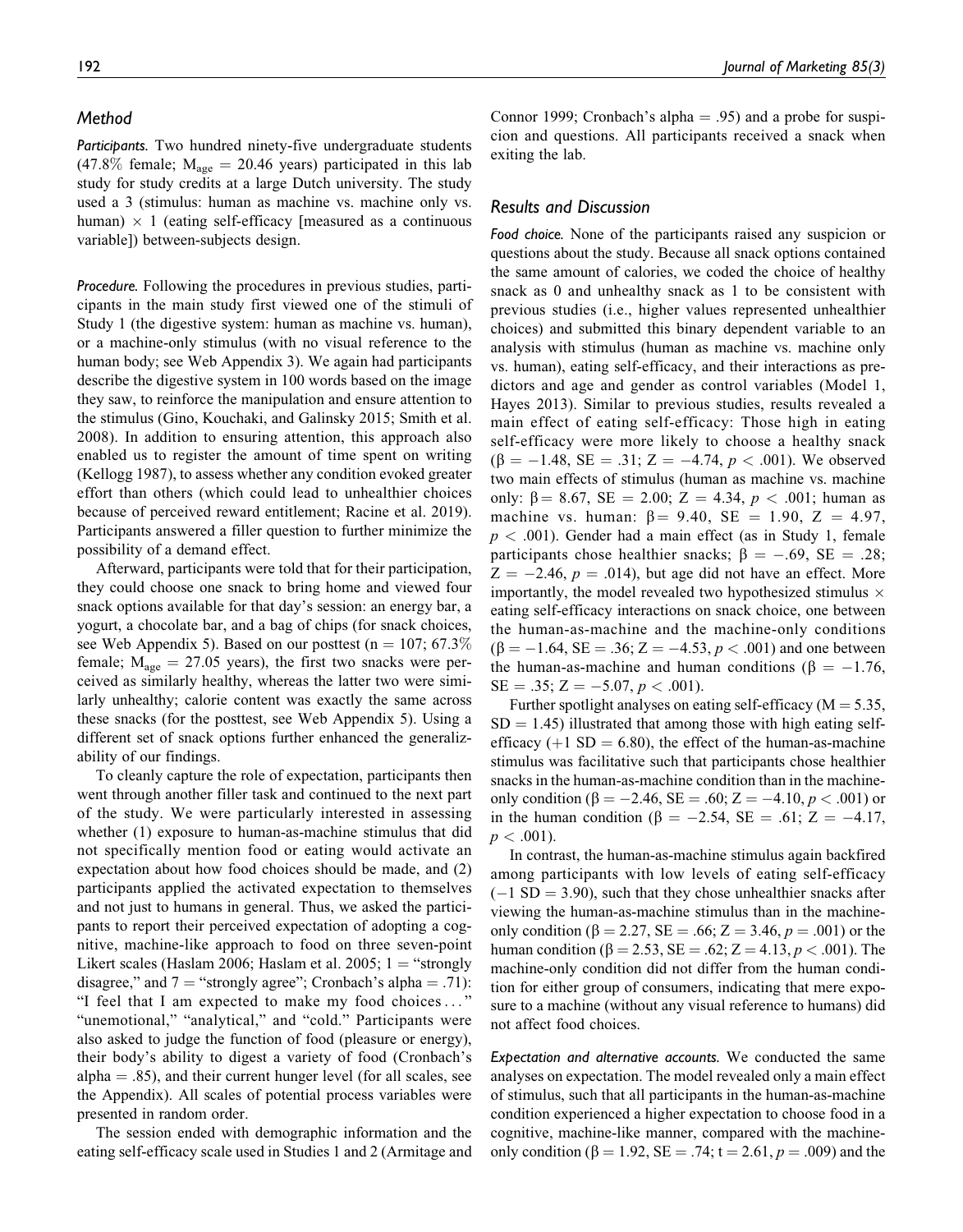### Method

*Participants.* Two hundred ninety-five undergraduate students (47.8% female; $M_{age} = 20.46$ years) participated in this lab study for study credits at a large Dutch university. The study used a 3 (stimulus: human as machine vs. machine only vs. human) $\times$ 1 (eating self-efficacy [measured as a continuous variable]) between-subjects design.

*Procedure.* Following the procedures in previous studies, participants in the main study first viewed one of the stimuli of Study 1 (the digestive system: human as machine vs. human), or a machine-only stimulus (with no visual reference to the human body; see Web Appendix 3). We again had participants describe the digestive system in 100 words based on the image they saw, to reinforce the manipulation and ensure attention to the stimulus (Gino, Kouchaki, and Galinsky 2015; Smith et al. 2008). In addition to ensuring attention, this approach also enabled us to register the amount of time spent on writing (Kellogg 1987), to assess whether any condition evoked greater effort than others (which could lead to unhealthier choices because of perceived reward entitlement; Racine et al. 2019). Participants answered a filler question to further minimize the possibility of a demand effect.

Afterward, participants were told that for their participation, they could choose one snack to bring home and viewed four snack options available for that day's session: an energy bar, a yogurt, a chocolate bar, and a bag of chips (for snack choices, see Web Appendix 5). Based on our posttest (n = 107; 67.3% female; $M_{age} = 27.05$ years), the first two snacks were perceived as similarly healthy, whereas the latter two were similarly unhealthy; calorie content was exactly the same across these snacks (for the posttest, see Web Appendix 5). Using a different set of snack options further enhanced the generalizability of our findings.

To cleanly capture the role of expectation, participants then went through another filler task and continued to the next part of the study. We were particularly interested in assessing whether (1) exposure to human-as-machine stimulus that did not specifically mention food or eating would activate an expectation about how food choices should be made, and (2) participants applied the activated expectation to themselves and not just to humans in general. Thus, we asked the participants to report their perceived expectation of adopting a cognitive, machine-like approach to food on three seven-point Likert scales (Haslam 2006; Haslam et al. 2005; 1 = "strongly disagree," and 7 = "strongly agree"; Cronbach's alpha = .71): "I feel that I am expected to make my food choices ..." "unemotional," "analytical," and "cold." Participants were also asked to judge the function of food (pleasure or energy), their body's ability to digest a variety of food (Cronbach's alpha = .85), and their current hunger level (for all scales, see the Appendix). All scales of potential process variables were presented in random order.

The session ended with demographic information and the eating self-efficacy scale used in Studies 1 and 2 (Armitage and Connor 1999; Cronbach's alpha = .95) and a probe for suspicion and questions. All participants received a snack when exiting the lab.

### Results and Discussion

*Food choice.* None of the participants raised any suspicion or questions about the study. Because all snack options contained the same amount of calories, we coded the choice of healthy snack as 0 and unhealthy snack as 1 to be consistent with previous studies (i.e., higher values represented unhealthier choices) and submitted this binary dependent variable to an analysis with stimulus (human as machine vs. machine only vs. human), eating self-efficacy, and their interactions as predictors and age and gender as control variables (Model 1, Hayes 2013). Similar to previous studies, results revealed a main effect of eating self-efficacy: Those high in eating self-efficacy were more likely to choose a healthy snack ($\beta = -1.48$, SE = .31; Z = −4.74, $p < .001$). We observed two main effects of stimulus (human as machine vs. machine only: $\beta = 8.67$, SE = 2.00; Z = 4.34, $p < .001$; human as machine vs. human: $\beta = 9.40$, SE = 1.90, Z = 4.97, $p < .001$). Gender had a main effect (as in Study 1, female participants chose healthier snacks; $\beta = -.69$, SE = .28; Z = −2.46, $p = .014$), but age did not have an effect. More importantly, the model revealed two hypothesized stimulus $\times$ eating self-efficacy interactions on snack choice, one between the human-as-machine and the machine-only conditions ($\beta = -1.64$, SE = .36; Z = −4.53, $p < .001$) and one between the human-as-machine and human conditions ($\beta = -1.76$, SE = .35; Z = −5.07, $p < .001$).

Further spotlight analyses on eating self-efficacy (M = 5.35, SD = 1.45) illustrated that among those with high eating self-efficacy (+1 SD = 6.80), the effect of the human-as-machine stimulus was facilitative such that participants chose healthier snacks in the human-as-machine condition than in the machine-only condition ($\beta = -2.46$, SE = .60; Z = −4.10, $p < .001$) or in the human condition ($\beta = -2.54$, SE = .61; Z = −4.17, $p < .001$).

In contrast, the human-as-machine stimulus again backfired among participants with low levels of eating self-efficacy (−1 SD = 3.90), such that they chose unhealthier snacks after viewing the human-as-machine stimulus than in the machine-only condition ($\beta = 2.27$, SE = .66; Z = 3.46, $p = .001$) or the human condition ($\beta = 2.53$, SE = .62; Z = 4.13, $p < .001$). The machine-only condition did not differ from the human condition for either group of consumers, indicating that mere exposure to a machine (without any visual reference to humans) did not affect food choices.

*Expectation and alternative accounts.* We conducted the same analyses on expectation. The model revealed only a main effect of stimulus, such that all participants in the human-as-machine condition experienced a higher expectation to choose food in a cognitive, machine-like manner, compared with the machine-only condition ($\beta = 1.92$, SE = .74; t = 2.61, $p = .009$) and the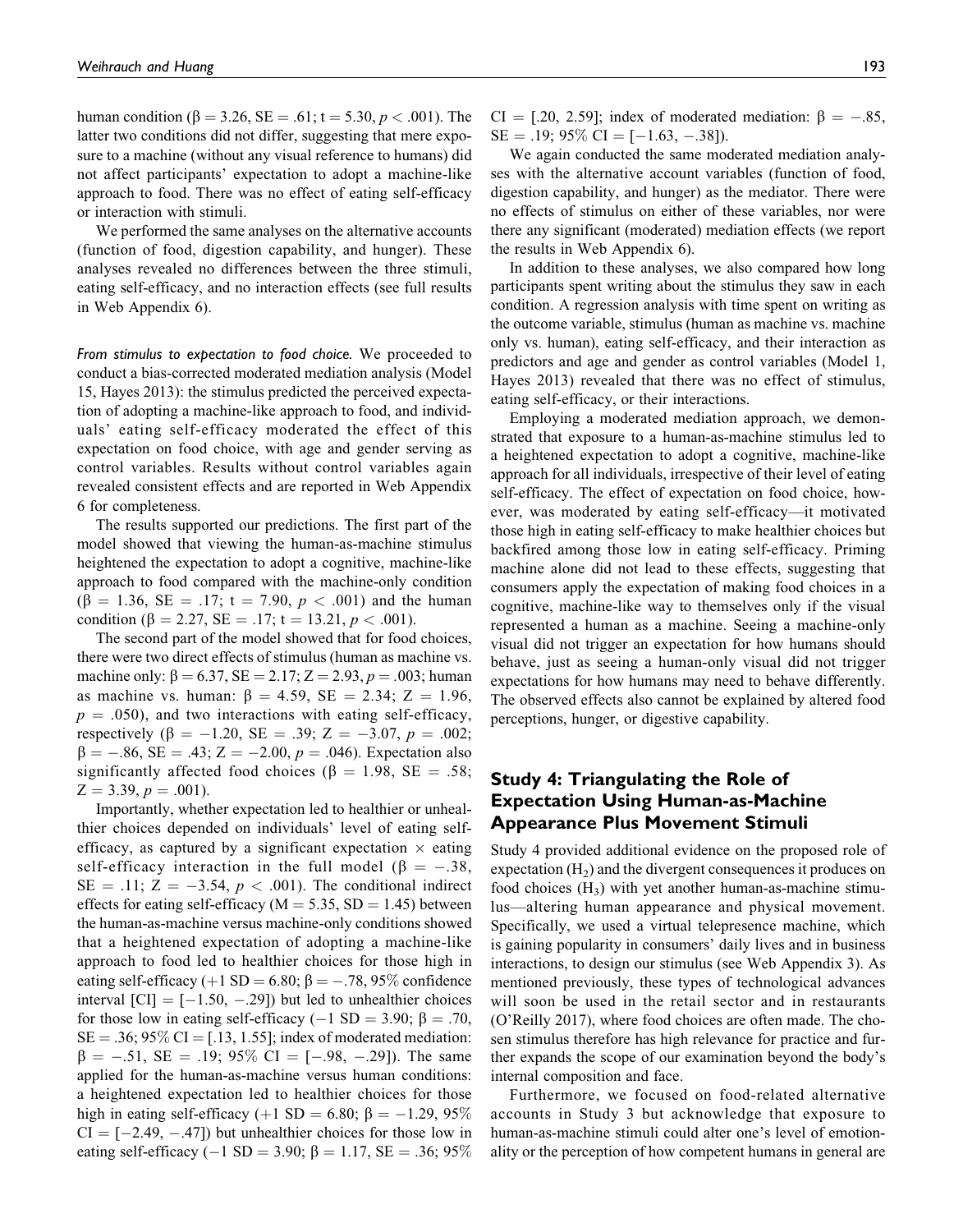human condition ($\beta = 3.26$, SE $= .61$; t $= 5.30$, $p < .001$). The latter two conditions did not differ, suggesting that mere exposure to a machine (without any visual reference to humans) did not affect participants' expectation to adopt a machine-like approach to food. There was no effect of eating self-efficacy or interaction with stimuli.

We performed the same analyses on the alternative accounts (function of food, digestion capability, and hunger). These analyses revealed no differences between the three stimuli, eating self-efficacy, and no interaction effects (see full results in Web Appendix 6).

*From stimulus to expectation to food choice.* We proceeded to conduct a bias-corrected moderated mediation analysis (Model 15, Hayes 2013): the stimulus predicted the perceived expectation of adopting a machine-like approach to food, and individuals' eating self-efficacy moderated the effect of this expectation on food choice, with age and gender serving as control variables. Results without control variables again revealed consistent effects and are reported in Web Appendix 6 for completeness.

The results supported our predictions. The first part of the model showed that viewing the human-as-machine stimulus heightened the expectation to adopt a cognitive, machine-like approach to food compared with the machine-only condition ($\beta = 1.36$, SE $= .17$; t $= 7.90$, $p < .001$) and the human condition ($\beta = 2.27$, SE $= .17$; t $= 13.21$, $p < .001$).

The second part of the model showed that for food choices, there were two direct effects of stimulus (human as machine vs. machine only: $\beta = 6.37$, SE $= 2.17$; Z $= 2.93$, $p = .003$; human as machine vs. human: $\beta = 4.59$, SE $= 2.34$; Z $= 1.96$, $p = .050$), and two interactions with eating self-efficacy, respectively ($\beta = -1.20$, SE $= .39$; Z $= -3.07$, $p = .002$; $\beta = -.86$, SE $= .43$; Z $= -2.00$, $p = .046$). Expectation also significantly affected food choices ($\beta = 1.98$, SE $= .58$; Z $= 3.39$, $p = .001$).

Importantly, whether expectation led to healthier or unhealthier choices depended on individuals' level of eating self-efficacy, as captured by a significant expectation $\times$ eating self-efficacy interaction in the full model ($\beta = -.38$, SE $= .11$; Z $= -3.54$, $p < .001$). The conditional indirect effects for eating self-efficacy (M $= 5.35$, SD $= 1.45$) between the human-as-machine versus machine-only conditions showed that a heightened expectation of adopting a machine-like approach to food led to healthier choices for those high in eating self-efficacy (+1 SD $= 6.80$; $\beta = -.78$, 95% confidence interval [CI] $= [-1.50, -.29]$) but led to unhealthier choices for those low in eating self-efficacy ($-1$ SD $= 3.90$; $\beta = .70$, SE $= .36$; 95% CI $= [.13, 1.55]$; index of moderated mediation: $\beta = -.51$, SE $= .19$; 95% CI $= [-.98, -.29]$). The same applied for the human-as-machine versus human conditions: a heightened expectation led to healthier choices for those high in eating self-efficacy (+1 SD $= 6.80$; $\beta = -1.29$, 95% CI $= [-2.49, -.47]$) but unhealthier choices for those low in eating self-efficacy ($-1$ SD $= 3.90$; $\beta = 1.17$, SE $= .36$; 95% CI $= [.20, 2.59]$; index of moderated mediation: $\beta = -.85$, SE $= .19$; 95% CI $= [-1.63, -.38]$).

We again conducted the same moderated mediation analyses with the alternative account variables (function of food, digestion capability, and hunger) as the mediator. There were no effects of stimulus on either of these variables, nor were there any significant (moderated) mediation effects (we report the results in Web Appendix 6).

In addition to these analyses, we also compared how long participants spent writing about the stimulus they saw in each condition. A regression analysis with time spent on writing as the outcome variable, stimulus (human as machine vs. machine only vs. human), eating self-efficacy, and their interaction as predictors and age and gender as control variables (Model 1, Hayes 2013) revealed that there was no effect of stimulus, eating self-efficacy, or their interactions.

Employing a moderated mediation approach, we demonstrated that exposure to a human-as-machine stimulus led to a heightened expectation to adopt a cognitive, machine-like approach for all individuals, irrespective of their level of eating self-efficacy. The effect of expectation on food choice, however, was moderated by eating self-efficacy—it motivated those high in eating self-efficacy to make healthier choices but backfired among those low in eating self-efficacy. Priming machine alone did not lead to these effects, suggesting that consumers apply the expectation of making food choices in a cognitive, machine-like way to themselves only if the visual represented a human as a machine. Seeing a machine-only visual did not trigger an expectation for how humans should behave, just as seeing a human-only visual did not trigger expectations for how humans may need to behave differently. The observed effects also cannot be explained by altered food perceptions, hunger, or digestive capability.

## Study 4: Triangulating the Role of Expectation Using Human-as-Machine Appearance Plus Movement Stimuli

Study 4 provided additional evidence on the proposed role of expectation ($H_2$) and the divergent consequences it produces on food choices ($H_3$) with yet another human-as-machine stimulus—altering human appearance and physical movement. Specifically, we used a virtual telepresence machine, which is gaining popularity in consumers' daily lives and in business interactions, to design our stimulus (see Web Appendix 3). As mentioned previously, these types of technological advances will soon be used in the retail sector and in restaurants (O'Reilly 2017), where food choices are often made. The chosen stimulus therefore has high relevance for practice and further expands the scope of our examination beyond the body's internal composition and face.

Furthermore, we focused on food-related alternative accounts in Study 3 but acknowledge that exposure to human-as-machine stimuli could alter one's level of emotionality or the perception of how competent humans in general are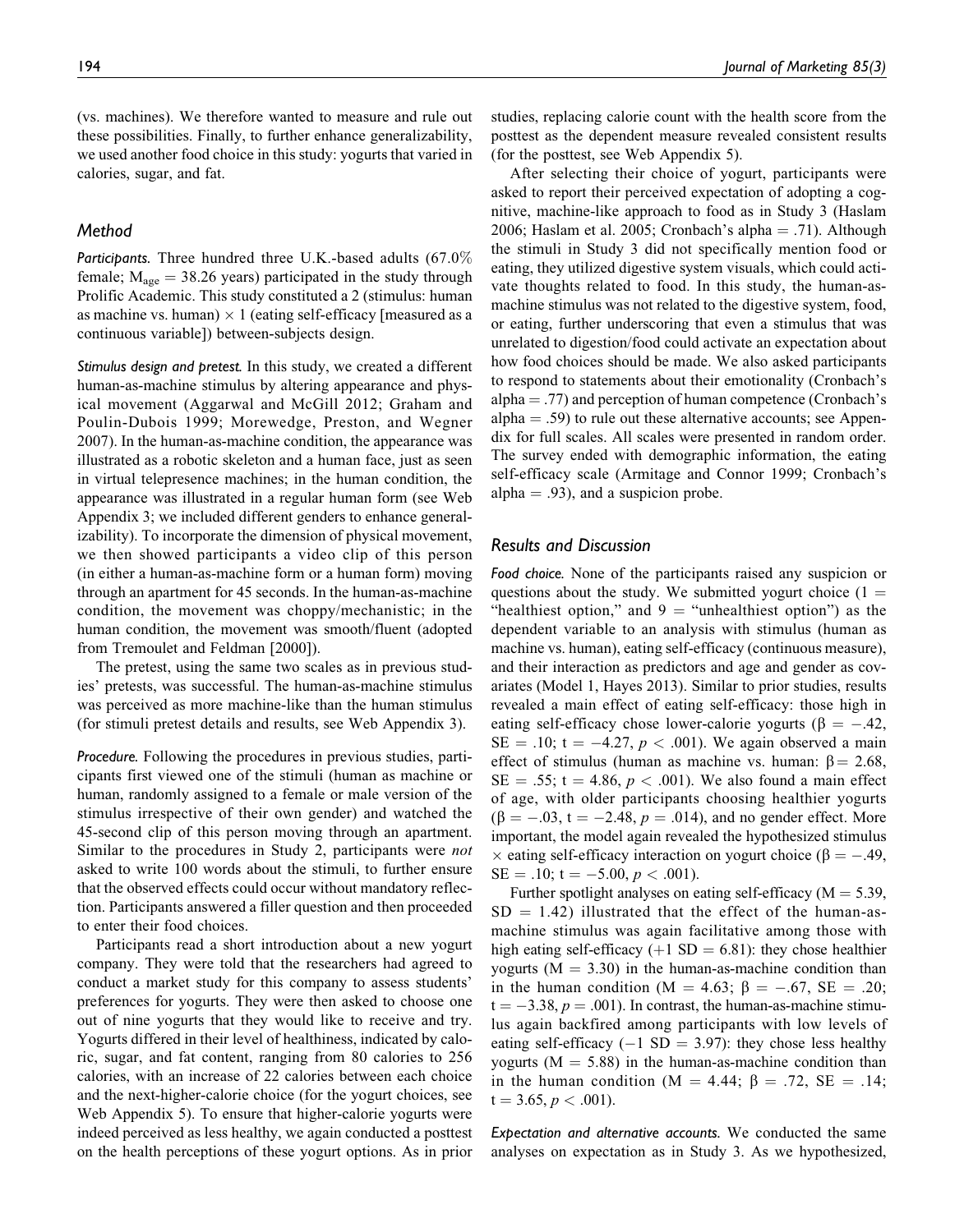(vs. machines). We therefore wanted to measure and rule out these possibilities. Finally, to further enhance generalizability, we used another food choice in this study: yogurts that varied in calories, sugar, and fat.

### Method

*Participants.* Three hundred three U.K.-based adults (67.0% female; $M_{age} = 38.26$ years) participated in the study through Prolific Academic. This study constituted a 2 (stimulus: human as machine vs. human) × 1 (eating self-efficacy [measured as a continuous variable]) between-subjects design.

*Stimulus design and pretest.* In this study, we created a different human-as-machine stimulus by altering appearance and physical movement (Aggarwal and McGill 2012; Graham and Poulin-Dubois 1999; Morewedge, Preston, and Wegner 2007). In the human-as-machine condition, the appearance was illustrated as a robotic skeleton and a human face, just as seen in virtual telepresence machines; in the human condition, the appearance was illustrated in a regular human form (see Web Appendix 3; we included different genders to enhance generalizability). To incorporate the dimension of physical movement, we then showed participants a video clip of this person (in either a human-as-machine form or a human form) moving through an apartment for 45 seconds. In the human-as-machine condition, the movement was choppy/mechanistic; in the human condition, the movement was smooth/fluent (adopted from Tremoulet and Feldman [2000]).

The pretest, using the same two scales as in previous studies' pretests, was successful. The human-as-machine stimulus was perceived as more machine-like than the human stimulus (for stimuli pretest details and results, see Web Appendix 3).

*Procedure.* Following the procedures in previous studies, participants first viewed one of the stimuli (human as machine or human, randomly assigned to a female or male version of the stimulus irrespective of their own gender) and watched the 45-second clip of this person moving through an apartment. Similar to the procedures in Study 2, participants were *not* asked to write 100 words about the stimuli, to further ensure that the observed effects could occur without mandatory reflection. Participants answered a filler question and then proceeded to enter their food choices.

Participants read a short introduction about a new yogurt company. They were told that the researchers had agreed to conduct a market study for this company to assess students' preferences for yogurts. They were then asked to choose one out of nine yogurts that they would like to receive and try. Yogurts differed in their level of healthiness, indicated by caloric, sugar, and fat content, ranging from 80 calories to 256 calories, with an increase of 22 calories between each choice and the next-higher-calorie choice (for the yogurt choices, see Web Appendix 5). To ensure that higher-calorie yogurts were indeed perceived as less healthy, we again conducted a posttest on the health perceptions of these yogurt options. As in prior studies, replacing calorie count with the health score from the posttest as the dependent measure revealed consistent results (for the posttest, see Web Appendix 5).

After selecting their choice of yogurt, participants were asked to report their perceived expectation of adopting a cognitive, machine-like approach to food as in Study 3 (Haslam 2006; Haslam et al. 2005; Cronbach's alpha = .71). Although the stimuli in Study 3 did not specifically mention food or eating, they utilized digestive system visuals, which could activate thoughts related to food. In this study, the human-as-machine stimulus was not related to the digestive system, food, or eating, further underscoring that even a stimulus that was unrelated to digestion/food could activate an expectation about how food choices should be made. We also asked participants to respond to statements about their emotionality (Cronbach's alpha = .77) and perception of human competence (Cronbach's alpha = .59) to rule out these alternative accounts; see Appendix for full scales. All scales were presented in random order. The survey ended with demographic information, the eating self-efficacy scale (Armitage and Connor 1999; Cronbach's alpha = .93), and a suspicion probe.

### Results and Discussion

*Food choice.* None of the participants raised any suspicion or questions about the study. We submitted yogurt choice (1 = "healthiest option," and 9 = "unhealthiest option") as the dependent variable to an analysis with stimulus (human as machine vs. human), eating self-efficacy (continuous measure), and their interaction as predictors and age and gender as covariates (Model 1, Hayes 2013). Similar to prior studies, results revealed a main effect of eating self-efficacy: those high in eating self-efficacy chose lower-calorie yogurts ($\beta = -.42$, $SE = .10$; $t = -4.27$, $p < .001$). We again observed a main effect of stimulus (human as machine vs. human: $\beta = 2.68$, $SE = .55$; $t = 4.86$, $p < .001$). We also found a main effect of age, with older participants choosing healthier yogurts ($\beta = -.03$, $t = -2.48$, $p = .014$), and no gender effect. More important, the model again revealed the hypothesized stimulus × eating self-efficacy interaction on yogurt choice ($\beta = -.49$, $SE = .10$; $t = -5.00$, $p < .001$).

Further spotlight analyses on eating self-efficacy ($M = 5.39$, $SD = 1.42$) illustrated that the effect of the human-as-machine stimulus was again facilitative among those with high eating self-efficacy (+1 SD = 6.81): they chose healthier yogurts ($M = 3.30$) in the human-as-machine condition than in the human condition ($M = 4.63$; $\beta = -.67$, $SE = .20$; $t = -3.38$, $p = .001$). In contrast, the human-as-machine stimulus again backfired among participants with low levels of eating self-efficacy (−1 SD = 3.97): they chose less healthy yogurts ($M = 5.88$) in the human-as-machine condition than in the human condition ($M = 4.44$; $\beta = .72$, $SE = .14$; $t = 3.65$, $p < .001$).

*Expectation and alternative accounts.* We conducted the same analyses on expectation as in Study 3. As we hypothesized,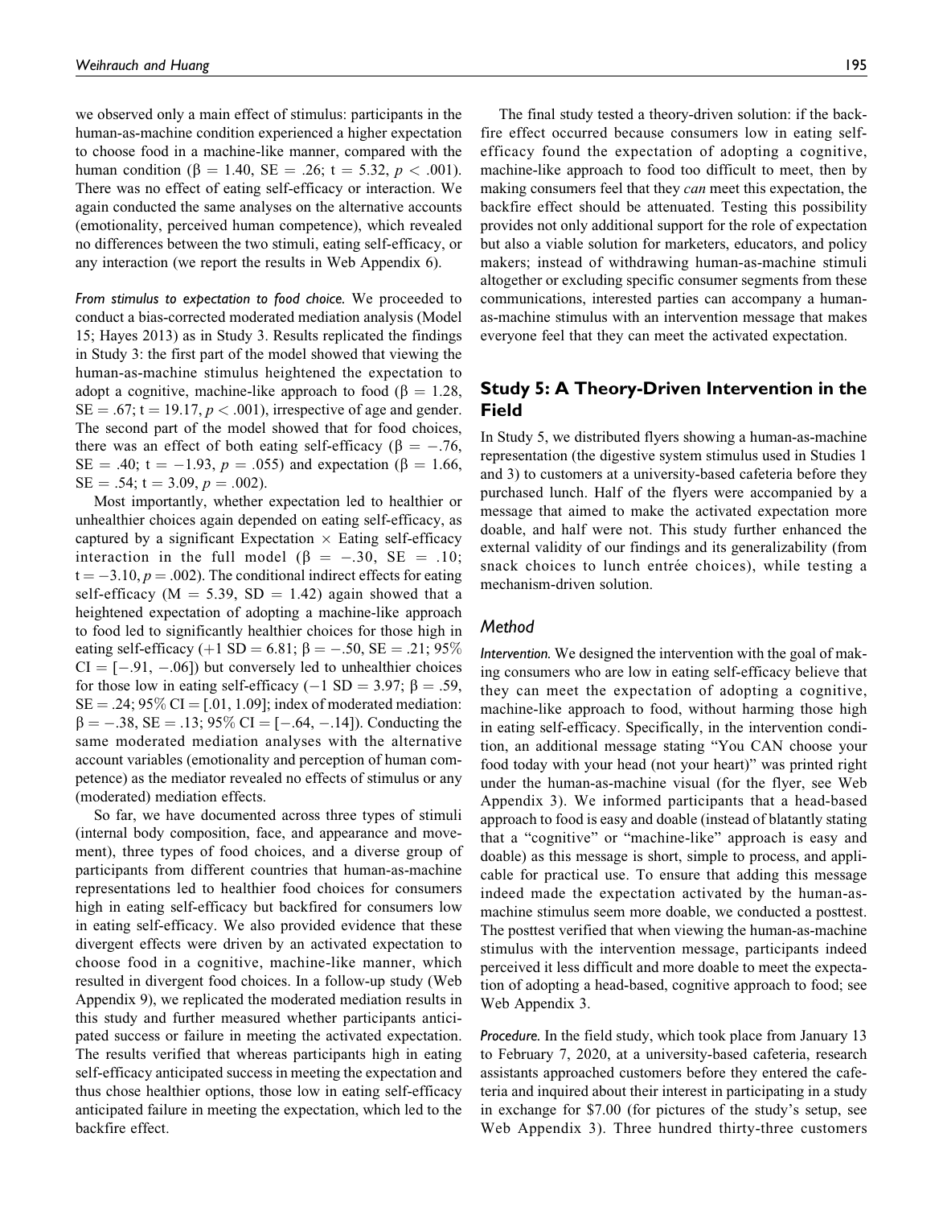we observed only a main effect of stimulus: participants in the human-as-machine condition experienced a higher expectation to choose food in a machine-like manner, compared with the human condition ($\beta = 1.40$, $SE = .26$; $t = 5.32$, $p < .001$). There was no effect of eating self-efficacy or interaction. We again conducted the same analyses on the alternative accounts (emotionality, perceived human competence), which revealed no differences between the two stimuli, eating self-efficacy, or any interaction (we report the results in Web Appendix 6).

*From stimulus to expectation to food choice.* We proceeded to conduct a bias-corrected moderated mediation analysis (Model 15; Hayes 2013) as in Study 3. Results replicated the findings in Study 3: the first part of the model showed that viewing the human-as-machine stimulus heightened the expectation to adopt a cognitive, machine-like approach to food ($\beta = 1.28$, $SE = .67$; $t = 19.17$, $p < .001$), irrespective of age and gender. The second part of the model showed that for food choices, there was an effect of both eating self-efficacy ($\beta = -.76$, $SE = .40$; $t = -1.93$, $p = .055$) and expectation ($\beta = 1.66$, $SE = .54$; $t = 3.09$, $p = .002$).

Most importantly, whether expectation led to healthier or unhealthier choices again depended on eating self-efficacy, as captured by a significant Expectation $\times$ Eating self-efficacy interaction in the full model ($\beta = -.30$, $SE = .10$; $t = -3.10$, $p = .002$). The conditional indirect effects for eating self-efficacy ($M = 5.39$, $SD = 1.42$) again showed that a heightened expectation of adopting a machine-like approach to food led to significantly healthier choices for those high in eating self-efficacy ($+1$ SD $= 6.81$; $\beta = -.50$, $SE = .21$; 95% CI $= [-.91, -.06]$) but conversely led to unhealthier choices for those low in eating self-efficacy ($-1$ SD $= 3.97$; $\beta = .59$, $SE = .24$; 95% CI $= [.01, 1.09]$; index of moderated mediation: $\beta = -.38$, $SE = .13$; 95% CI $= [-.64, -.14]$). Conducting the same moderated mediation analyses with the alternative account variables (emotionality and perception of human competence) as the mediator revealed no effects of stimulus or any (moderated) mediation effects.

So far, we have documented across three types of stimuli (internal body composition, face, and appearance and movement), three types of food choices, and a diverse group of participants from different countries that human-as-machine representations led to healthier food choices for consumers high in eating self-efficacy but backfired for consumers low in eating self-efficacy. We also provided evidence that these divergent effects were driven by an activated expectation to choose food in a cognitive, machine-like manner, which resulted in divergent food choices. In a follow-up study (Web Appendix 9), we replicated the moderated mediation results in this study and further measured whether participants anticipated success or failure in meeting the activated expectation. The results verified that whereas participants high in eating self-efficacy anticipated success in meeting the expectation and thus chose healthier options, those low in eating self-efficacy anticipated failure in meeting the expectation, which led to the backfire effect.

The final study tested a theory-driven solution: if the backfire effect occurred because consumers low in eating self-efficacy found the expectation of adopting a cognitive, machine-like approach to food too difficult to meet, then by making consumers feel that they *can* meet this expectation, the backfire effect should be attenuated. Testing this possibility provides not only additional support for the role of expectation but also a viable solution for marketers, educators, and policy makers; instead of withdrawing human-as-machine stimuli altogether or excluding specific consumer segments from these communications, interested parties can accompany a human-as-machine stimulus with an intervention message that makes everyone feel that they can meet the activated expectation.

## Study 5: A Theory-Driven Intervention in the Field

In Study 5, we distributed flyers showing a human-as-machine representation (the digestive system stimulus used in Studies 1 and 3) to customers at a university-based cafeteria before they purchased lunch. Half of the flyers were accompanied by a message that aimed to make the activated expectation more doable, and half were not. This study further enhanced the external validity of our findings and its generalizability (from snack choices to lunch entrée choices), while testing a mechanism-driven solution.

### Method

*Intervention.* We designed the intervention with the goal of making consumers who are low in eating self-efficacy believe that they can meet the expectation of adopting a cognitive, machine-like approach to food, without harming those high in eating self-efficacy. Specifically, in the intervention condition, an additional message stating "You CAN choose your food today with your head (not your heart)" was printed right under the human-as-machine visual (for the flyer, see Web Appendix 3). We informed participants that a head-based approach to food is easy and doable (instead of blatantly stating that a "cognitive" or "machine-like" approach is easy and doable) as this message is short, simple to process, and applicable for practical use. To ensure that adding this message indeed made the expectation activated by the human-as-machine stimulus seem more doable, we conducted a posttest. The posttest verified that when viewing the human-as-machine stimulus with the intervention message, participants indeed perceived it less difficult and more doable to meet the expectation of adopting a head-based, cognitive approach to food; see Web Appendix 3.

*Procedure.* In the field study, which took place from January 13 to February 7, 2020, at a university-based cafeteria, research assistants approached customers before they entered the cafeteria and inquired about their interest in participating in a study in exchange for $7.00 (for pictures of the study's setup, see Web Appendix 3). Three hundred thirty-three customers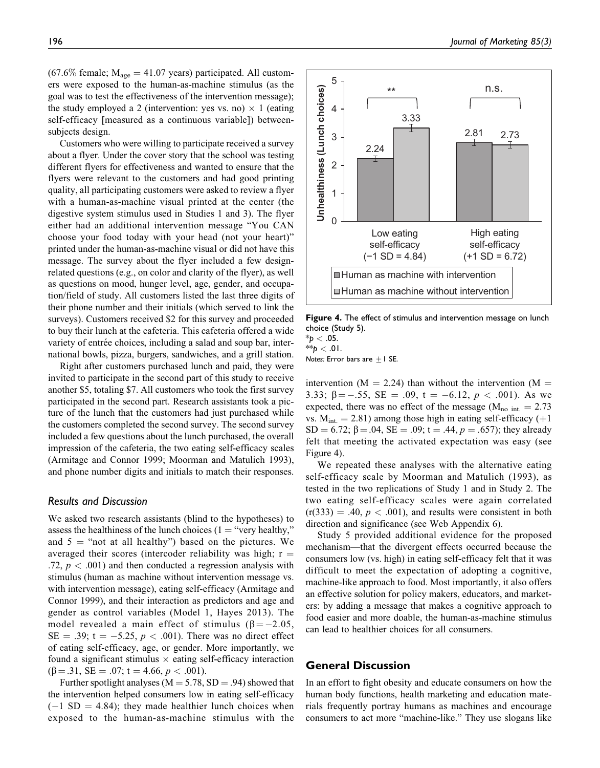(67.6% female; $M_{age} = 41.07$ years) participated. All customers were exposed to the human-as-machine stimulus (as the goal was to test the effectiveness of the intervention message); the study employed a 2 (intervention: yes vs. no) × 1 (eating self-efficacy [measured as a continuous variable]) between-subjects design.

Customers who were willing to participate received a survey about a flyer. Under the cover story that the school was testing different flyers for effectiveness and wanted to ensure that the flyers were relevant to the customers and had good printing quality, all participating customers were asked to review a flyer with a human-as-machine visual printed at the center (the digestive system stimulus used in Studies 1 and 3). The flyer either had an additional intervention message "You CAN choose your food today with your head (not your heart)" printed under the human-as-machine visual or did not have this message. The survey about the flyer included a few design-related questions (e.g., on color and clarity of the flyer), as well as questions on mood, hunger level, age, gender, and occupation/field of study. All customers listed the last three digits of their phone number and their initials (which served to link the surveys). Customers received $2 for this survey and proceeded to buy their lunch at the cafeteria. This cafeteria offered a wide variety of entrée choices, including a salad and soup bar, international bowls, pizza, burgers, sandwiches, and a grill station.

Right after customers purchased lunch and paid, they were invited to participate in the second part of this study to receive another $5, totaling $7. All customers who took the first survey participated in the second part. Research assistants took a picture of the lunch that the customers had just purchased while the customers completed the second survey. The second survey included a few questions about the lunch purchased, the overall impression of the cafeteria, the two eating self-efficacy scales (Armitage and Connor 1999; Moorman and Matulich 1993), and phone number digits and initials to match their responses.

### Results and Discussion

We asked two research assistants (blind to the hypotheses) to assess the healthiness of the lunch choices (1 = "very healthy," and 5 = "not at all healthy") based on the pictures. We averaged their scores (intercoder reliability was high; $r = .72$, $p < .001$) and then conducted a regression analysis with stimulus (human as machine without intervention message vs. with intervention message), eating self-efficacy (Armitage and Connor 1999), and their interaction as predictors and age and gender as control variables (Model 1, Hayes 2013). The model revealed a main effect of stimulus ($\beta = -2.05$, $SE = .39$; $t = -5.25$, $p < .001$). There was no direct effect of eating self-efficacy, age, or gender. More importantly, we found a significant stimulus × eating self-efficacy interaction ($\beta = .31$, $SE = .07$; $t = 4.66$, $p < .001$).

Further spotlight analyses ($M = 5.78$, $SD = .94$) showed that the intervention helped consumers low in eating self-efficacy ($-1$ SD = 4.84); they made healthier lunch choices when exposed to the human-as-machine stimulus with the intervention ($M = 2.24$) than without the intervention ($M = 3.33$; $\beta = -.55$, $SE = .09$, $t = -6.12$, $p < .001$). As we expected, there was no effect of the message ($M_{no\ int.} = 2.73$ vs. $M_{int.} = 2.81$) among those high in eating self-efficacy ($+1$ SD = 6.72; $\beta = .04$, $SE = .09$; $t = .44$, $p = .657$); they already felt that meeting the activated expectation was easy (see Figure 4).

Figure 4. The effect of stimulus and intervention message on lunch choice (Study 5).
*$p < .05$.
**$p < .01$.
*Notes:* Error bars are ±1 SE.

We repeated these analyses with the alternative eating self-efficacy scale by Moorman and Matulich (1993), as tested in the two replications of Study 1 and in Study 2. The two eating self-efficacy scales were again correlated ($r(333) = .40$, $p < .001$), and results were consistent in both direction and significance (see Web Appendix 6).

Study 5 provided additional evidence for the proposed mechanism—that the divergent effects occurred because the consumers low (vs. high) in eating self-efficacy felt that it was difficult to meet the expectation of adopting a cognitive, machine-like approach to food. Most importantly, it also offers an effective solution for policy makers, educators, and marketers: by adding a message that makes a cognitive approach to food easier and more doable, the human-as-machine stimulus can lead to healthier choices for all consumers.

## General Discussion

In an effort to fight obesity and educate consumers on how the human body functions, health marketing and education materials frequently portray humans as machines and encourage consumers to act more "machine-like." They use slogans like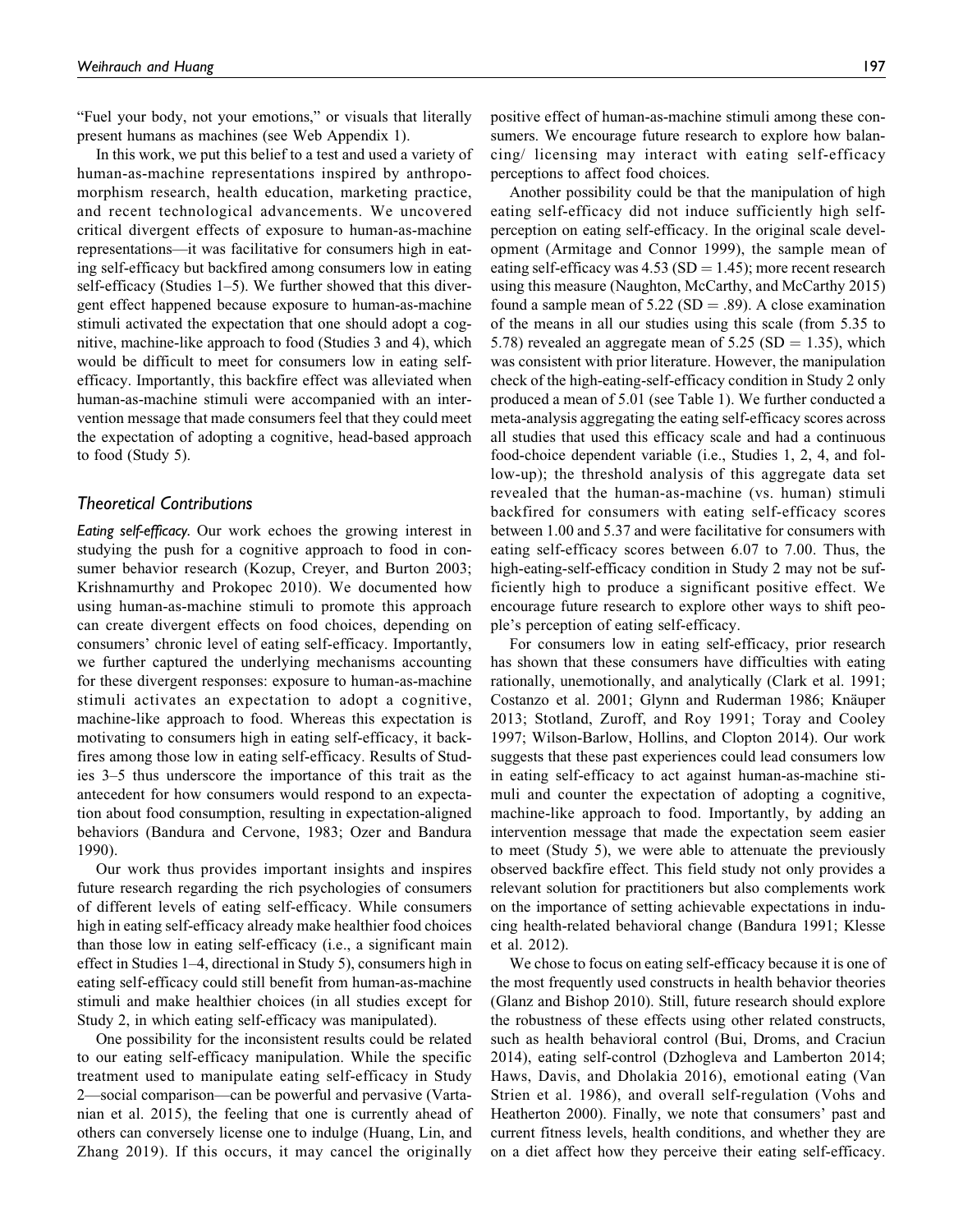"Fuel your body, not your emotions," or visuals that literally present humans as machines (see Web Appendix 1).

In this work, we put this belief to a test and used a variety of human-as-machine representations inspired by anthropomorphism research, health education, marketing practice, and recent technological advancements. We uncovered critical divergent effects of exposure to human-as-machine representations—it was facilitative for consumers high in eating self-efficacy but backfired among consumers low in eating self-efficacy (Studies 1–5). We further showed that this divergent effect happened because exposure to human-as-machine stimuli activated the expectation that one should adopt a cognitive, machine-like approach to food (Studies 3 and 4), which would be difficult to meet for consumers low in eating self-efficacy. Importantly, this backfire effect was alleviated when human-as-machine stimuli were accompanied with an intervention message that made consumers feel that they could meet the expectation of adopting a cognitive, head-based approach to food (Study 5).

### Theoretical Contributions

*Eating self-efficacy.* Our work echoes the growing interest in studying the push for a cognitive approach to food in consumer behavior research (Kozup, Creyer, and Burton 2003; Krishnamurthy and Prokopec 2010). We documented how using human-as-machine stimuli to promote this approach can create divergent effects on food choices, depending on consumers' chronic level of eating self-efficacy. Importantly, we further captured the underlying mechanisms accounting for these divergent responses: exposure to human-as-machine stimuli activates an expectation to adopt a cognitive, machine-like approach to food. Whereas this expectation is motivating to consumers high in eating self-efficacy, it backfires among those low in eating self-efficacy. Results of Studies 3–5 thus underscore the importance of this trait as the antecedent for how consumers would respond to an expectation about food consumption, resulting in expectation-aligned behaviors (Bandura and Cervone, 1983; Ozer and Bandura 1990).

Our work thus provides important insights and inspires future research regarding the rich psychologies of consumers of different levels of eating self-efficacy. While consumers high in eating self-efficacy already make healthier food choices than those low in eating self-efficacy (i.e., a significant main effect in Studies 1–4, directional in Study 5), consumers high in eating self-efficacy could still benefit from human-as-machine stimuli and make healthier choices (in all studies except for Study 2, in which eating self-efficacy was manipulated).

One possibility for the inconsistent results could be related to our eating self-efficacy manipulation. While the specific treatment used to manipulate eating self-efficacy in Study 2—social comparison—can be powerful and pervasive (Vartanian et al. 2015), the feeling that one is currently ahead of others can conversely license one to indulge (Huang, Lin, and Zhang 2019). If this occurs, it may cancel the originally positive effect of human-as-machine stimuli among these consumers. We encourage future research to explore how balancing/ licensing may interact with eating self-efficacy perceptions to affect food choices.

Another possibility could be that the manipulation of high eating self-efficacy did not induce sufficiently high self-perception on eating self-efficacy. In the original scale development (Armitage and Connor 1999), the sample mean of eating self-efficacy was 4.53 (SD = 1.45); more recent research using this measure (Naughton, McCarthy, and McCarthy 2015) found a sample mean of 5.22 (SD = .89). A close examination of the means in all our studies using this scale (from 5.35 to 5.78) revealed an aggregate mean of 5.25 (SD = 1.35), which was consistent with prior literature. However, the manipulation check of the high-eating-self-efficacy condition in Study 2 only produced a mean of 5.01 (see Table 1). We further conducted a meta-analysis aggregating the eating self-efficacy scores across all studies that used this efficacy scale and had a continuous food-choice dependent variable (i.e., Studies 1, 2, 4, and follow-up); the threshold analysis of this aggregate data set revealed that the human-as-machine (vs. human) stimuli backfired for consumers with eating self-efficacy scores between 1.00 and 5.37 and were facilitative for consumers with eating self-efficacy scores between 6.07 to 7.00. Thus, the high-eating-self-efficacy condition in Study 2 may not be sufficiently high to produce a significant positive effect. We encourage future research to explore other ways to shift people's perception of eating self-efficacy.

For consumers low in eating self-efficacy, prior research has shown that these consumers have difficulties with eating rationally, unemotionally, and analytically (Clark et al. 1991; Costanzo et al. 2001; Glynn and Ruderman 1986; Knäuper 2013; Stotland, Zuroff, and Roy 1991; Toray and Cooley 1997; Wilson-Barlow, Hollins, and Clopton 2014). Our work suggests that these past experiences could lead consumers low in eating self-efficacy to act against human-as-machine stimuli and counter the expectation of adopting a cognitive, machine-like approach to food. Importantly, by adding an intervention message that made the expectation seem easier to meet (Study 5), we were able to attenuate the previously observed backfire effect. This field study not only provides a relevant solution for practitioners but also complements work on the importance of setting achievable expectations in inducing health-related behavioral change (Bandura 1991; Klesse et al. 2012).

We chose to focus on eating self-efficacy because it is one of the most frequently used constructs in health behavior theories (Glanz and Bishop 2010). Still, future research should explore the robustness of these effects using other related constructs, such as health behavioral control (Bui, Droms, and Craciun 2014), eating self-control (Dzhogleva and Lamberton 2014; Haws, Davis, and Dholakia 2016), emotional eating (Van Strien et al. 1986), and overall self-regulation (Vohs and Heatherton 2000). Finally, we note that consumers' past and current fitness levels, health conditions, and whether they are on a diet affect how they perceive their eating self-efficacy.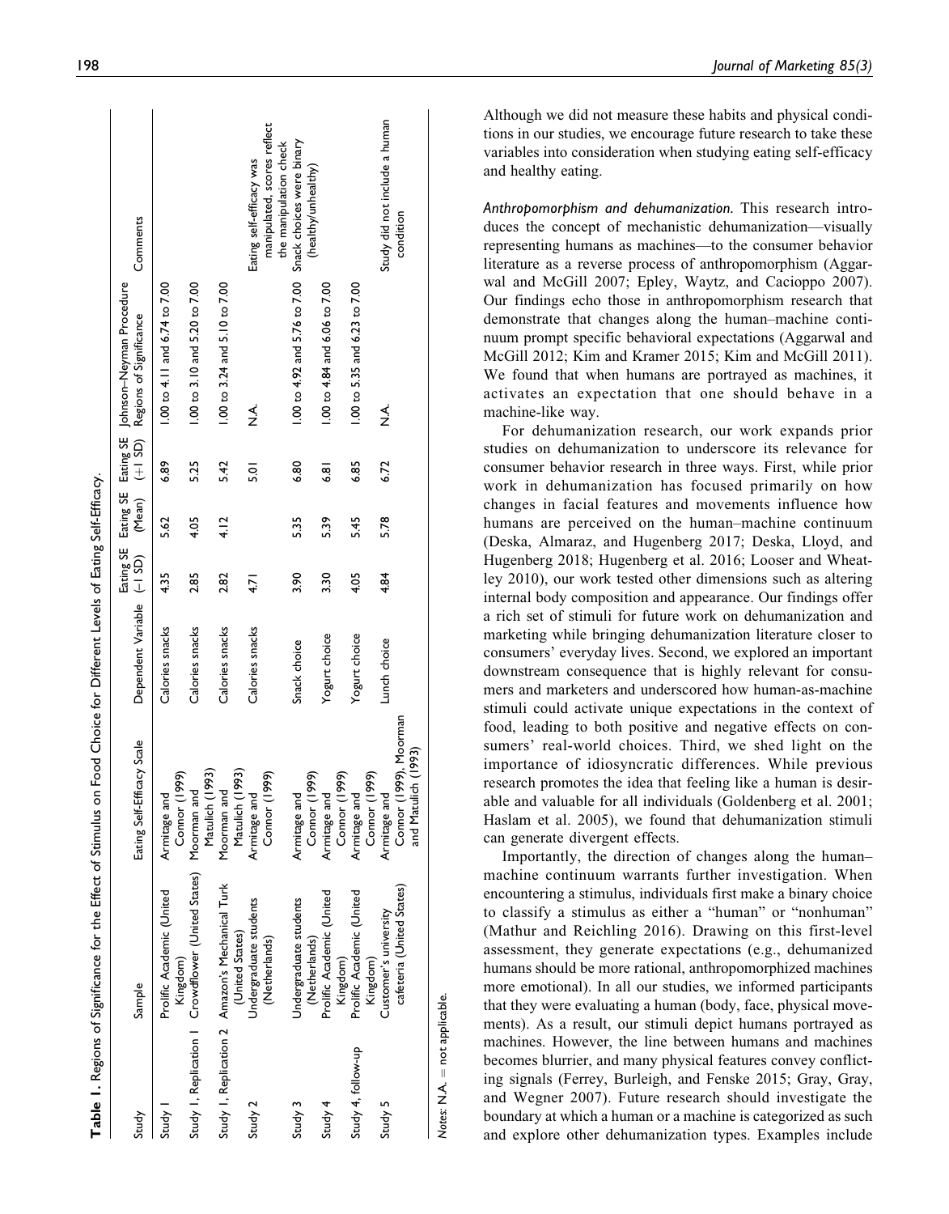**Table 1.** Regions of Significance for the Effect of Stimulus on Food Choice for Different Levels of Eating Self-Efficacy.

| Study | Sample | Eating Self-Efficacy Scale | Dependent Variable | Eating SE (−1 SD) | Eating SE (Mean) | Eating SE (+1 SD) | Johnson–Neyman Procedure Regions of Significance | Comments |
|---|---|---|---|---|---|---|---|---|
| Study 1 | Prolific Academic (United Kingdom) | Armitage and Connor (1999) | Calories snacks | 4.35 | 5.62 | 6.89 | 1.00 to 4.11 and 6.74 to 7.00 | |
| Study 1, Replication 1 | Crowdflower (United States) | Moorman and Matulich (1993) | Calories snacks | 2.85 | 4.05 | 5.25 | 1.00 to 3.10 and 5.20 to 7.00 | |
| Study 1, Replication 2 | Amazon's Mechanical Turk (United States) | Moorman and Matulich (1993) | Calories snacks | 2.82 | 4.12 | 5.42 | 1.00 to 3.24 and 5.10 to 7.00 | |
| Study 2 | Undergraduate students (Netherlands) | Armitage and Connor (1999) | Calories snacks | 4.71 | | 5.01 | N.A. | Eating self-efficacy was manipulated, scores reflect the manipulation check |
| Study 3 | Undergraduate students (Netherlands) | Armitage and Connor (1999) | Snack choice | 3.90 | 5.35 | 6.80 | 1.00 to 4.92 and 5.76 to 7.00 | Snack choices were binary (healthy/unhealthy) |
| Study 4 | Prolific Academic (United Kingdom) | Armitage and Connor (1999) | Yogurt choice | 3.30 | 5.39 | 6.81 | 1.00 to 4.84 and 6.06 to 7.00 | |
| Study 4, follow-up | Prolific Academic (United Kingdom) | Armitage and Connor (1999) | Yogurt choice | 4.05 | 5.45 | 6.85 | 1.00 to 5.35 and 6.23 to 7.00 | |
| Study 5 | Customer's university cafeteria (United States) | Armitage and Connor (1999), Moorman and Matulich (1993) | Lunch choice | 4.84 | 5.78 | 6.72 | N.A. | Study did not include a human condition |

*Notes*: N.A. = not applicable.

Although we did not measure these habits and physical conditions in our studies, we encourage future research to take these variables into consideration when studying eating self-efficacy and healthy eating.

*Anthropomorphism and dehumanization.* This research introduces the concept of mechanistic dehumanization—visually representing humans as machines—to the consumer behavior literature as a reverse process of anthropomorphism (Aggarwal and McGill 2007; Epley, Waytz, and Cacioppo 2007). Our findings echo those in anthropomorphism research that demonstrate that changes along the human–machine continuum prompt specific behavioral expectations (Aggarwal and McGill 2012; Kim and Kramer 2015; Kim and McGill 2011). We found that when humans are portrayed as machines, it activates an expectation that one should behave in a machine-like way.

For dehumanization research, our work expands prior studies on dehumanization to underscore its relevance for consumer behavior research in three ways. First, while prior work in dehumanization has focused primarily on how changes in facial features and movements influence how humans are perceived on the human–machine continuum (Deska, Almaraz, and Hugenberg 2017; Deska, Lloyd, and Hugenberg 2018; Hugenberg et al. 2016; Looser and Wheatley 2010), our work tested other dimensions such as altering internal body composition and appearance. Our findings offer a rich set of stimuli for future work on dehumanization and marketing while bringing dehumanization literature closer to consumers' everyday lives. Second, we explored an important downstream consequence that is highly relevant for consumers and marketers and underscored how human-as-machine stimuli could activate unique expectations in the context of food, leading to both positive and negative effects on consumers' real-world choices. Third, we shed light on the importance of idiosyncratic differences. While previous research promotes the idea that feeling like a human is desirable and valuable for all individuals (Goldenberg et al. 2001; Haslam et al. 2005), we found that dehumanization stimuli can generate divergent effects.

Importantly, the direction of changes along the human–machine continuum warrants further investigation. When encountering a stimulus, individuals first make a binary choice to classify a stimulus as either a "human" or "nonhuman" (Mathur and Reichling 2016). Drawing on this first-level assessment, they generate expectations (e.g., dehumanized humans should be more rational, anthropomorphized machines more emotional). In all our studies, we informed participants that they were evaluating a human (body, face, physical movements). As a result, our stimuli depict humans portrayed as machines. However, the line between humans and machines becomes blurrier, and many physical features convey conflicting signals (Ferrey, Burleigh, and Fenske 2015; Gray, Gray, and Wegner 2007). Future research should investigate the boundary at which a human or a machine is categorized as such and explore other dehumanization types. Examples include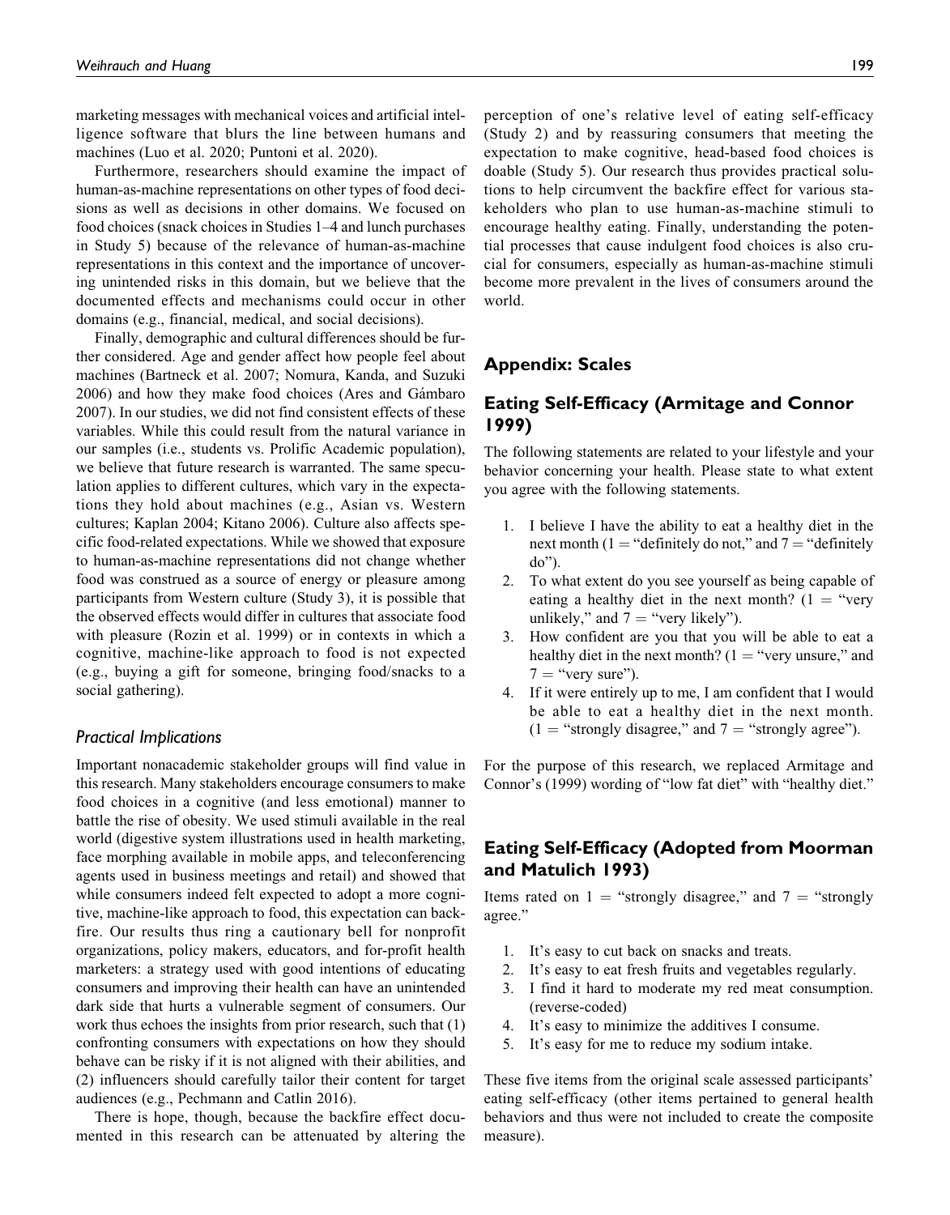marketing messages with mechanical voices and artificial intelligence software that blurs the line between humans and machines (Luo et al. 2020; Puntoni et al. 2020).

Furthermore, researchers should examine the impact of human-as-machine representations on other types of food decisions as well as decisions in other domains. We focused on food choices (snack choices in Studies 1–4 and lunch purchases in Study 5) because of the relevance of human-as-machine representations in this context and the importance of uncovering unintended risks in this domain, but we believe that the documented effects and mechanisms could occur in other domains (e.g., financial, medical, and social decisions).

Finally, demographic and cultural differences should be further considered. Age and gender affect how people feel about machines (Bartneck et al. 2007; Nomura, Kanda, and Suzuki 2006) and how they make food choices (Ares and Gámbaro 2007). In our studies, we did not find consistent effects of these variables. While this could result from the natural variance in our samples (i.e., students vs. Prolific Academic population), we believe that future research is warranted. The same speculation applies to different cultures, which vary in the expectations they hold about machines (e.g., Asian vs. Western cultures; Kaplan 2004; Kitano 2006). Culture also affects specific food-related expectations. While we showed that exposure to human-as-machine representations did not change whether food was construed as a source of energy or pleasure among participants from Western culture (Study 3), it is possible that the observed effects would differ in cultures that associate food with pleasure (Rozin et al. 1999) or in contexts in which a cognitive, machine-like approach to food is not expected (e.g., buying a gift for someone, bringing food/snacks to a social gathering).

### *Practical Implications*

Important nonacademic stakeholder groups will find value in this research. Many stakeholders encourage consumers to make food choices in a cognitive (and less emotional) manner to battle the rise of obesity. We used stimuli available in the real world (digestive system illustrations used in health marketing, face morphing available in mobile apps, and teleconferencing agents used in business meetings and retail) and showed that while consumers indeed felt expected to adopt a more cognitive, machine-like approach to food, this expectation can backfire. Our results thus ring a cautionary bell for nonprofit organizations, policy makers, educators, and for-profit health marketers: a strategy used with good intentions of educating consumers and improving their health can have an unintended dark side that hurts a vulnerable segment of consumers. Our work thus echoes the insights from prior research, such that (1) confronting consumers with expectations on how they should behave can be risky if it is not aligned with their abilities, and (2) influencers should carefully tailor their content for target audiences (e.g., Pechmann and Catlin 2016).

There is hope, though, because the backfire effect documented in this research can be attenuated by altering the perception of one's relative level of eating self-efficacy (Study 2) and by reassuring consumers that meeting the expectation to make cognitive, head-based food choices is doable (Study 5). Our research thus provides practical solutions to help circumvent the backfire effect for various stakeholders who plan to use human-as-machine stimuli to encourage healthy eating. Finally, understanding the potential processes that cause indulgent food choices is also crucial for consumers, especially as human-as-machine stimuli become more prevalent in the lives of consumers around the world.

## Appendix: Scales

## Eating Self-Efficacy (Armitage and Connor 1999)

The following statements are related to your lifestyle and your behavior concerning your health. Please state to what extent you agree with the following statements.

1. I believe I have the ability to eat a healthy diet in the next month (1 = "definitely do not," and 7 = "definitely do").
2. To what extent do you see yourself as being capable of eating a healthy diet in the next month? (1 = "very unlikely," and 7 = "very likely").
3. How confident are you that you will be able to eat a healthy diet in the next month? (1 = "very unsure," and 7 = "very sure").
4. If it were entirely up to me, I am confident that I would be able to eat a healthy diet in the next month. (1 = "strongly disagree," and 7 = "strongly agree").

For the purpose of this research, we replaced Armitage and Connor's (1999) wording of "low fat diet" with "healthy diet."

## Eating Self-Efficacy (Adopted from Moorman and Matulich 1993)

Items rated on 1 = "strongly disagree," and 7 = "strongly agree."

1. It's easy to cut back on snacks and treats.
2. It's easy to eat fresh fruits and vegetables regularly.
3. I find it hard to moderate my red meat consumption. (reverse-coded)
4. It's easy to minimize the additives I consume.
5. It's easy for me to reduce my sodium intake.

These five items from the original scale assessed participants' eating self-efficacy (other items pertained to general health behaviors and thus were not included to create the composite measure).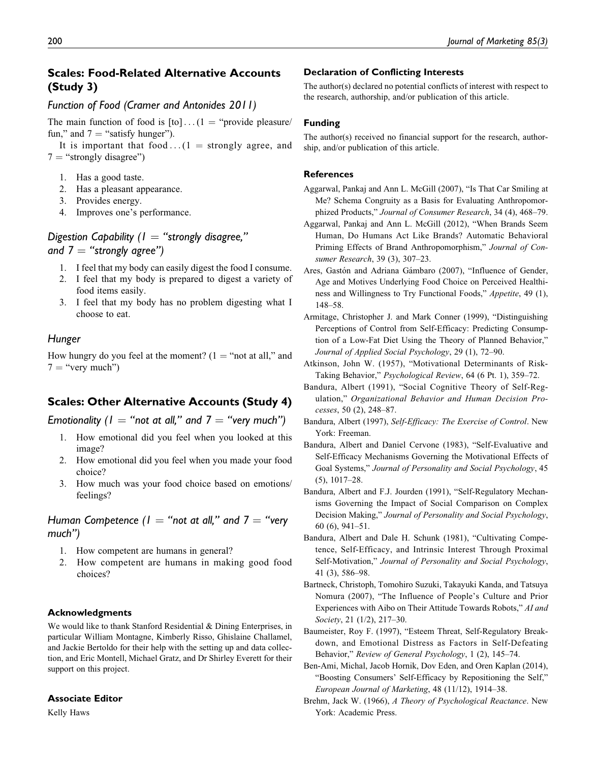## Scales: Food-Related Alternative Accounts (Study 3)

### *Function of Food (Cramer and Antonides 2011)*

The main function of food is [to]... (1 = "provide pleasure/fun," and 7 = "satisfy hunger").

It is important that food... (1 = strongly agree, and 7 = "strongly disagree")

1. Has a good taste.
2. Has a pleasant appearance.
3. Provides energy.
4. Improves one's performance.

### *Digestion Capability (1 = "strongly disagree," and 7 = "strongly agree")*

1. I feel that my body can easily digest the food I consume.
2. I feel that my body is prepared to digest a variety of food items easily.
3. I feel that my body has no problem digesting what I choose to eat.

### *Hunger*

How hungry do you feel at the moment? (1 = "not at all," and 7 = "very much")

## Scales: Other Alternative Accounts (Study 4)

### *Emotionality (1 = "not at all," and 7 = "very much")*

1. How emotional did you feel when you looked at this image?
2. How emotional did you feel when you made your food choice?
3. How much was your food choice based on emotions/feelings?

### *Human Competence (1 = "not at all," and 7 = "very much")*

1. How competent are humans in general?
2. How competent are humans in making good food choices?

#### Acknowledgments

We would like to thank Stanford Residential & Dining Enterprises, in particular William Montagne, Kimberly Risso, Ghislaine Challamel, and Jackie Bertoldo for their help with the setting up and data collection, and Eric Montell, Michael Gratz, and Dr Shirley Everett for their support on this project.

#### Associate Editor

Kelly Haws

#### Declaration of Conflicting Interests

The author(s) declared no potential conflicts of interest with respect to the research, authorship, and/or publication of this article.

#### Funding

The author(s) received no financial support for the research, authorship, and/or publication of this article.

#### References

Aggarwal, Pankaj and Ann L. McGill (2007), "Is That Car Smiling at Me? Schema Congruity as a Basis for Evaluating Anthropomorphized Products," *Journal of Consumer Research*, 34 (4), 468–79.

Aggarwal, Pankaj and Ann L. McGill (2012), "When Brands Seem Human, Do Humans Act Like Brands? Automatic Behavioral Priming Effects of Brand Anthropomorphism," *Journal of Consumer Research*, 39 (3), 307–23.

Ares, Gastón and Adriana Gámbaro (2007), "Influence of Gender, Age and Motives Underlying Food Choice on Perceived Healthiness and Willingness to Try Functional Foods," *Appetite*, 49 (1), 148–58.

Armitage, Christopher J. and Mark Conner (1999), "Distinguishing Perceptions of Control from Self-Efficacy: Predicting Consumption of a Low-Fat Diet Using the Theory of Planned Behavior," *Journal of Applied Social Psychology*, 29 (1), 72–90.

Atkinson, John W. (1957), "Motivational Determinants of Risk-Taking Behavior," *Psychological Review*, 64 (6 Pt. 1), 359–72.

Bandura, Albert (1991), "Social Cognitive Theory of Self-Regulation," *Organizational Behavior and Human Decision Processes*, 50 (2), 248–87.

Bandura, Albert (1997), *Self-Efficacy: The Exercise of Control*. New York: Freeman.

Bandura, Albert and Daniel Cervone (1983), "Self-Evaluative and Self-Efficacy Mechanisms Governing the Motivational Effects of Goal Systems," *Journal of Personality and Social Psychology*, 45 (5), 1017–28.

Bandura, Albert and F.J. Jourden (1991), "Self-Regulatory Mechanisms Governing the Impact of Social Comparison on Complex Decision Making," *Journal of Personality and Social Psychology*, 60 (6), 941–51.

Bandura, Albert and Dale H. Schunk (1981), "Cultivating Competence, Self-Efficacy, and Intrinsic Interest Through Proximal Self-Motivation," *Journal of Personality and Social Psychology*, 41 (3), 586–98.

Bartneck, Christoph, Tomohiro Suzuki, Takayuki Kanda, and Tatsuya Nomura (2007), "The Influence of People's Culture and Prior Experiences with Aibo on Their Attitude Towards Robots," *AI and Society*, 21 (1/2), 217–30.

Baumeister, Roy F. (1997), "Esteem Threat, Self-Regulatory Breakdown, and Emotional Distress as Factors in Self-Defeating Behavior," *Review of General Psychology*, 1 (2), 145–74.

Ben-Ami, Michal, Jacob Hornik, Dov Eden, and Oren Kaplan (2014), "Boosting Consumers' Self-Efficacy by Repositioning the Self," *European Journal of Marketing*, 48 (11/12), 1914–38.

Brehm, Jack W. (1966), *A Theory of Psychological Reactance*. New York: Academic Press.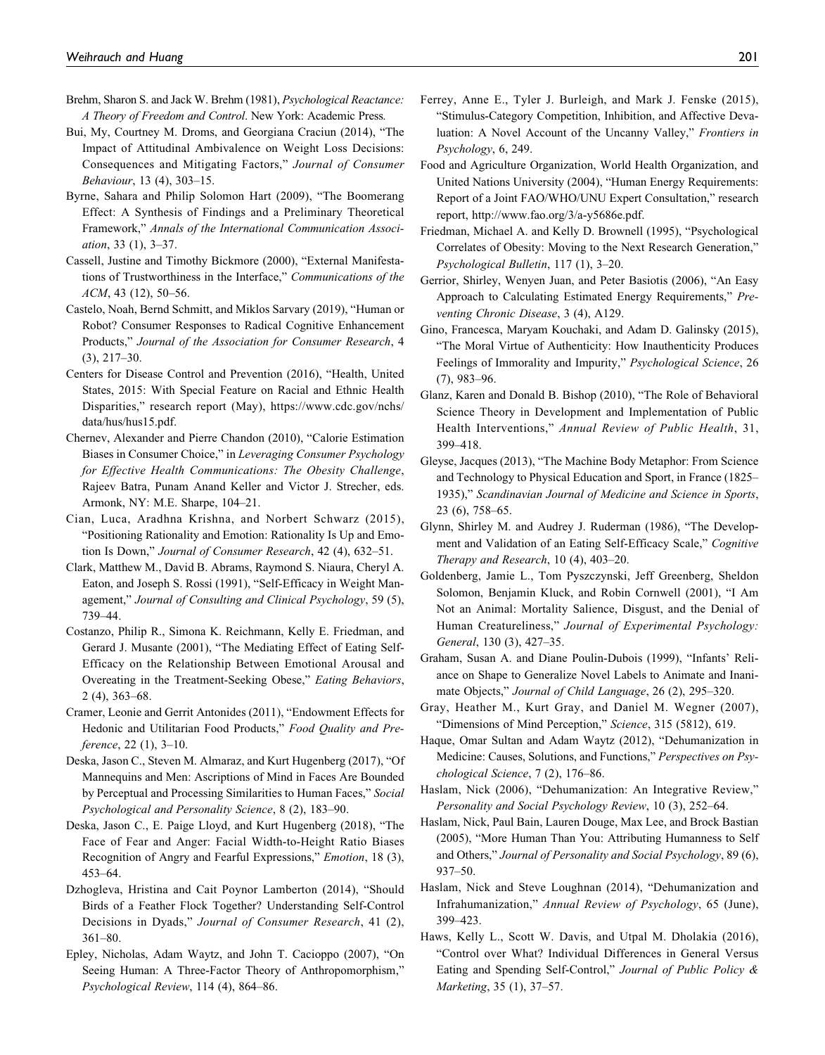Brehm, Sharon S. and Jack W. Brehm (1981), *Psychological Reactance: A Theory of Freedom and Control*. New York: Academic Press.

Bui, My, Courtney M. Droms, and Georgiana Craciun (2014), "The Impact of Attitudinal Ambivalence on Weight Loss Decisions: Consequences and Mitigating Factors," *Journal of Consumer Behaviour*, 13 (4), 303–15.

Byrne, Sahara and Philip Solomon Hart (2009), "The Boomerang Effect: A Synthesis of Findings and a Preliminary Theoretical Framework," *Annals of the International Communication Association*, 33 (1), 3–37.

Cassell, Justine and Timothy Bickmore (2000), "External Manifestations of Trustworthiness in the Interface," *Communications of the ACM*, 43 (12), 50–56.

Castelo, Noah, Bernd Schmitt, and Miklos Sarvary (2019), "Human or Robot? Consumer Responses to Radical Cognitive Enhancement Products," *Journal of the Association for Consumer Research*, 4 (3), 217–30.

Centers for Disease Control and Prevention (2016), "Health, United States, 2015: With Special Feature on Racial and Ethnic Health Disparities," research report (May), https://www.cdc.gov/nchs/data/hus/hus15.pdf.

Chernev, Alexander and Pierre Chandon (2010), "Calorie Estimation Biases in Consumer Choice," in *Leveraging Consumer Psychology for Effective Health Communications: The Obesity Challenge*, Rajeev Batra, Punam Anand Keller and Victor J. Strecher, eds. Armonk, NY: M.E. Sharpe, 104–21.

Cian, Luca, Aradhna Krishna, and Norbert Schwarz (2015), "Positioning Rationality and Emotion: Rationality Is Up and Emotion Is Down," *Journal of Consumer Research*, 42 (4), 632–51.

Clark, Matthew M., David B. Abrams, Raymond S. Niaura, Cheryl A. Eaton, and Joseph S. Rossi (1991), "Self-Efficacy in Weight Management," *Journal of Consulting and Clinical Psychology*, 59 (5), 739–44.

Costanzo, Philip R., Simona K. Reichmann, Kelly E. Friedman, and Gerard J. Musante (2001), "The Mediating Effect of Eating Self-Efficacy on the Relationship Between Emotional Arousal and Overeating in the Treatment-Seeking Obese," *Eating Behaviors*, 2 (4), 363–68.

Cramer, Leonie and Gerrit Antonides (2011), "Endowment Effects for Hedonic and Utilitarian Food Products," *Food Quality and Preference*, 22 (1), 3–10.

Deska, Jason C., Steven M. Almaraz, and Kurt Hugenberg (2017), "Of Mannequins and Men: Ascriptions of Mind in Faces Are Bounded by Perceptual and Processing Similarities to Human Faces," *Social Psychological and Personality Science*, 8 (2), 183–90.

Deska, Jason C., E. Paige Lloyd, and Kurt Hugenberg (2018), "The Face of Fear and Anger: Facial Width-to-Height Ratio Biases Recognition of Angry and Fearful Expressions," *Emotion*, 18 (3), 453–64.

Dzhogleva, Hristina and Cait Poynor Lamberton (2014), "Should Birds of a Feather Flock Together? Understanding Self-Control Decisions in Dyads," *Journal of Consumer Research*, 41 (2), 361–80.

Epley, Nicholas, Adam Waytz, and John T. Cacioppo (2007), "On Seeing Human: A Three-Factor Theory of Anthropomorphism," *Psychological Review*, 114 (4), 864–86.

Ferrey, Anne E., Tyler J. Burleigh, and Mark J. Fenske (2015), "Stimulus-Category Competition, Inhibition, and Affective Devaluation: A Novel Account of the Uncanny Valley," *Frontiers in Psychology*, 6, 249.

Food and Agriculture Organization, World Health Organization, and United Nations University (2004), "Human Energy Requirements: Report of a Joint FAO/WHO/UNU Expert Consultation," research report, http://www.fao.org/3/a-y5686e.pdf.

Friedman, Michael A. and Kelly D. Brownell (1995), "Psychological Correlates of Obesity: Moving to the Next Research Generation," *Psychological Bulletin*, 117 (1), 3–20.

Gerrior, Shirley, Wenyen Juan, and Peter Basiotis (2006), "An Easy Approach to Calculating Estimated Energy Requirements," *Preventing Chronic Disease*, 3 (4), A129.

Gino, Francesca, Maryam Kouchaki, and Adam D. Galinsky (2015), "The Moral Virtue of Authenticity: How Inauthenticity Produces Feelings of Immorality and Impurity," *Psychological Science*, 26 (7), 983–96.

Glanz, Karen and Donald B. Bishop (2010), "The Role of Behavioral Science Theory in Development and Implementation of Public Health Interventions," *Annual Review of Public Health*, 31, 399–418.

Gleyse, Jacques (2013), "The Machine Body Metaphor: From Science and Technology to Physical Education and Sport, in France (1825–1935)," *Scandinavian Journal of Medicine and Science in Sports*, 23 (6), 758–65.

Glynn, Shirley M. and Audrey J. Ruderman (1986), "The Development and Validation of an Eating Self-Efficacy Scale," *Cognitive Therapy and Research*, 10 (4), 403–20.

Goldenberg, Jamie L., Tom Pyszczynski, Jeff Greenberg, Sheldon Solomon, Benjamin Kluck, and Robin Cornwell (2001), "I Am Not an Animal: Mortality Salience, Disgust, and the Denial of Human Creatureliness," *Journal of Experimental Psychology: General*, 130 (3), 427–35.

Graham, Susan A. and Diane Poulin-Dubois (1999), "Infants' Reliance on Shape to Generalize Novel Labels to Animate and Inanimate Objects," *Journal of Child Language*, 26 (2), 295–320.

Gray, Heather M., Kurt Gray, and Daniel M. Wegner (2007), "Dimensions of Mind Perception," *Science*, 315 (5812), 619.

Haque, Omar Sultan and Adam Waytz (2012), "Dehumanization in Medicine: Causes, Solutions, and Functions," *Perspectives on Psychological Science*, 7 (2), 176–86.

Haslam, Nick (2006), "Dehumanization: An Integrative Review," *Personality and Social Psychology Review*, 10 (3), 252–64.

Haslam, Nick, Paul Bain, Lauren Douge, Max Lee, and Brock Bastian (2005), "More Human Than You: Attributing Humanness to Self and Others," *Journal of Personality and Social Psychology*, 89 (6), 937–50.

Haslam, Nick and Steve Loughnan (2014), "Dehumanization and Infrahumanization," *Annual Review of Psychology*, 65 (June), 399–423.

Haws, Kelly L., Scott W. Davis, and Utpal M. Dholakia (2016), "Control over What? Individual Differences in General Versus Eating and Spending Self-Control," *Journal of Public Policy & Marketing*, 35 (1), 37–57.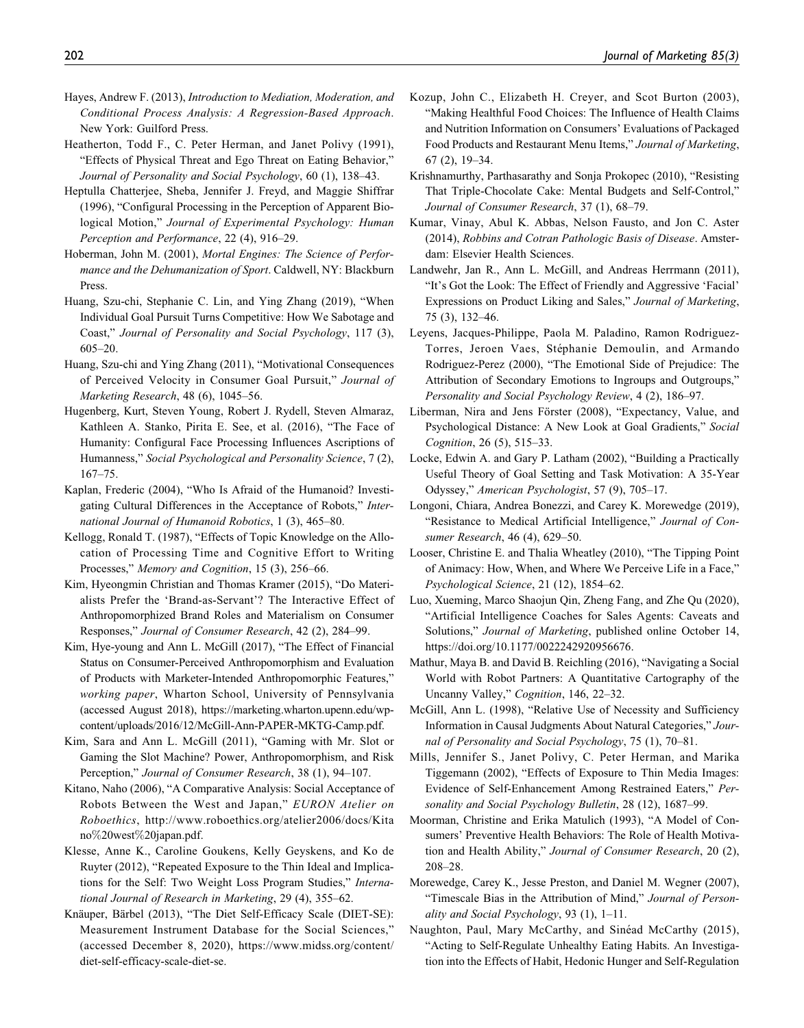Hayes, Andrew F. (2013), *Introduction to Mediation, Moderation, and Conditional Process Analysis: A Regression-Based Approach*. New York: Guilford Press.

Heatherton, Todd F., C. Peter Herman, and Janet Polivy (1991), "Effects of Physical Threat and Ego Threat on Eating Behavior," *Journal of Personality and Social Psychology*, 60 (1), 138–43.

Heptulla Chatterjee, Sheba, Jennifer J. Freyd, and Maggie Shiffrar (1996), "Configural Processing in the Perception of Apparent Biological Motion," *Journal of Experimental Psychology: Human Perception and Performance*, 22 (4), 916–29.

Hoberman, John M. (2001), *Mortal Engines: The Science of Performance and the Dehumanization of Sport*. Caldwell, NY: Blackburn Press.

Huang, Szu-chi, Stephanie C. Lin, and Ying Zhang (2019), "When Individual Goal Pursuit Turns Competitive: How We Sabotage and Coast," *Journal of Personality and Social Psychology*, 117 (3), 605–20.

Huang, Szu-chi and Ying Zhang (2011), "Motivational Consequences of Perceived Velocity in Consumer Goal Pursuit," *Journal of Marketing Research*, 48 (6), 1045–56.

Hugenberg, Kurt, Steven Young, Robert J. Rydell, Steven Almaraz, Kathleen A. Stanko, Pirita E. See, et al. (2016), "The Face of Humanity: Configural Face Processing Influences Ascriptions of Humanness," *Social Psychological and Personality Science*, 7 (2), 167–75.

Kaplan, Frederic (2004), "Who Is Afraid of the Humanoid? Investigating Cultural Differences in the Acceptance of Robots," *International Journal of Humanoid Robotics*, 1 (3), 465–80.

Kellogg, Ronald T. (1987), "Effects of Topic Knowledge on the Allocation of Processing Time and Cognitive Effort to Writing Processes," *Memory and Cognition*, 15 (3), 256–66.

Kim, Hyeongmin Christian and Thomas Kramer (2015), "Do Materialists Prefer the 'Brand-as-Servant'? The Interactive Effect of Anthropomorphized Brand Roles and Materialism on Consumer Responses," *Journal of Consumer Research*, 42 (2), 284–99.

Kim, Hye-young and Ann L. McGill (2017), "The Effect of Financial Status on Consumer-Perceived Anthropomorphism and Evaluation of Products with Marketer-Intended Anthropomorphic Features," *working paper*, Wharton School, University of Pennsylvania (accessed August 2018), https://marketing.wharton.upenn.edu/wp-content/uploads/2016/12/McGill-Ann-PAPER-MKTG-Camp.pdf.

Kim, Sara and Ann L. McGill (2011), "Gaming with Mr. Slot or Gaming the Slot Machine? Power, Anthropomorphism, and Risk Perception," *Journal of Consumer Research*, 38 (1), 94–107.

Kitano, Naho (2006), "A Comparative Analysis: Social Acceptance of Robots Between the West and Japan," *EURON Atelier on Roboethics*, http://www.roboethics.org/atelier2006/docs/Kitano%20west%20japan.pdf.

Klesse, Anne K., Caroline Goukens, Kelly Geyskens, and Ko de Ruyter (2012), "Repeated Exposure to the Thin Ideal and Implications for the Self: Two Weight Loss Program Studies," *International Journal of Research in Marketing*, 29 (4), 355–62.

Knäuper, Bärbel (2013), "The Diet Self-Efficacy Scale (DIET-SE): Measurement Instrument Database for the Social Sciences," (accessed December 8, 2020), https://www.midss.org/content/diet-self-efficacy-scale-diet-se.

Kozup, John C., Elizabeth H. Creyer, and Scot Burton (2003), "Making Healthful Food Choices: The Influence of Health Claims and Nutrition Information on Consumers' Evaluations of Packaged Food Products and Restaurant Menu Items," *Journal of Marketing*, 67 (2), 19–34.

Krishnamurthy, Parthasarathy and Sonja Prokopec (2010), "Resisting That Triple-Chocolate Cake: Mental Budgets and Self-Control," *Journal of Consumer Research*, 37 (1), 68–79.

Kumar, Vinay, Abul K. Abbas, Nelson Fausto, and Jon C. Aster (2014), *Robbins and Cotran Pathologic Basis of Disease*. Amsterdam: Elsevier Health Sciences.

Landwehr, Jan R., Ann L. McGill, and Andreas Herrmann (2011), "It's Got the Look: The Effect of Friendly and Aggressive 'Facial' Expressions on Product Liking and Sales," *Journal of Marketing*, 75 (3), 132–46.

Leyens, Jacques-Philippe, Paola M. Paladino, Ramon Rodriguez-Torres, Jeroen Vaes, Stéphanie Demoulin, and Armando Rodriguez-Perez (2000), "The Emotional Side of Prejudice: The Attribution of Secondary Emotions to Ingroups and Outgroups," *Personality and Social Psychology Review*, 4 (2), 186–97.

Liberman, Nira and Jens Förster (2008), "Expectancy, Value, and Psychological Distance: A New Look at Goal Gradients," *Social Cognition*, 26 (5), 515–33.

Locke, Edwin A. and Gary P. Latham (2002), "Building a Practically Useful Theory of Goal Setting and Task Motivation: A 35-Year Odyssey," *American Psychologist*, 57 (9), 705–17.

Longoni, Chiara, Andrea Bonezzi, and Carey K. Morewedge (2019), "Resistance to Medical Artificial Intelligence," *Journal of Consumer Research*, 46 (4), 629–50.

Looser, Christine E. and Thalia Wheatley (2010), "The Tipping Point of Animacy: How, When, and Where We Perceive Life in a Face," *Psychological Science*, 21 (12), 1854–62.

Luo, Xueming, Marco Shaojun Qin, Zheng Fang, and Zhe Qu (2020), "Artificial Intelligence Coaches for Sales Agents: Caveats and Solutions," *Journal of Marketing*, published online October 14, https://doi.org/10.1177/0022242920956676.

Mathur, Maya B. and David B. Reichling (2016), "Navigating a Social World with Robot Partners: A Quantitative Cartography of the Uncanny Valley," *Cognition*, 146, 22–32.

McGill, Ann L. (1998), "Relative Use of Necessity and Sufficiency Information in Causal Judgments About Natural Categories," *Journal of Personality and Social Psychology*, 75 (1), 70–81.

Mills, Jennifer S., Janet Polivy, C. Peter Herman, and Marika Tiggemann (2002), "Effects of Exposure to Thin Media Images: Evidence of Self-Enhancement Among Restrained Eaters," *Personality and Social Psychology Bulletin*, 28 (12), 1687–99.

Moorman, Christine and Erika Matulich (1993), "A Model of Consumers' Preventive Health Behaviors: The Role of Health Motivation and Health Ability," *Journal of Consumer Research*, 20 (2), 208–28.

Morewedge, Carey K., Jesse Preston, and Daniel M. Wegner (2007), "Timescale Bias in the Attribution of Mind," *Journal of Personality and Social Psychology*, 93 (1), 1–11.

Naughton, Paul, Mary McCarthy, and Sinéad McCarthy (2015), "Acting to Self-Regulate Unhealthy Eating Habits. An Investigation into the Effects of Habit, Hedonic Hunger and Self-Regulation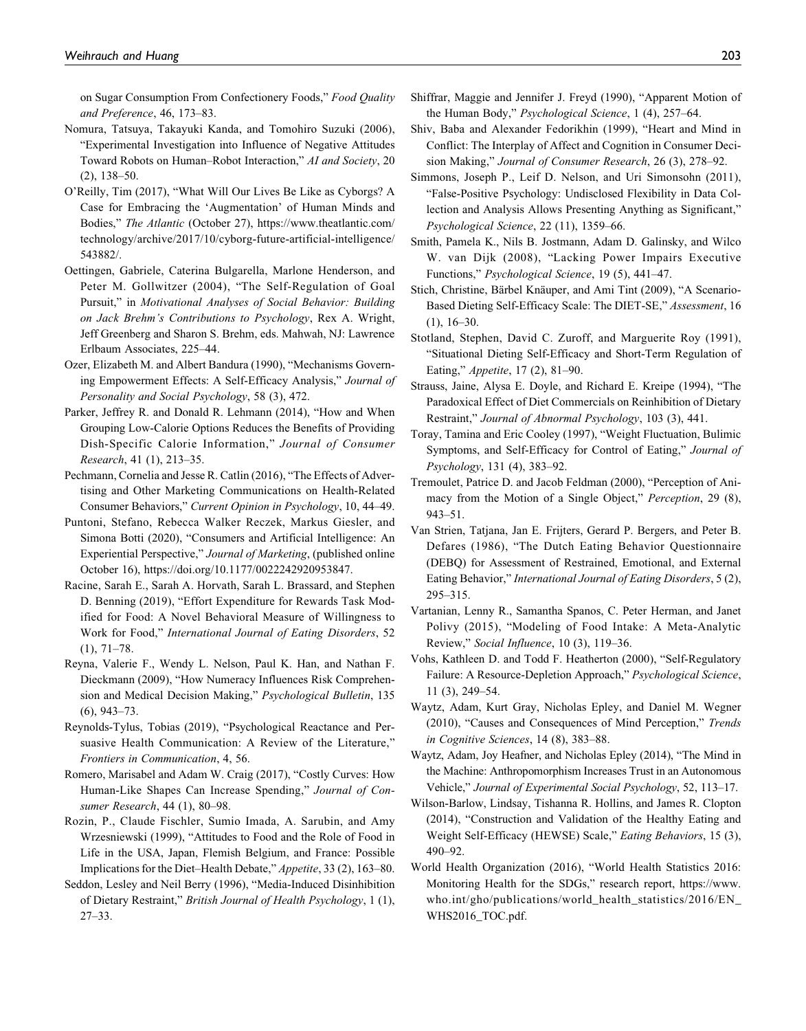on Sugar Consumption From Confectionery Foods," *Food Quality and Preference*, 46, 173–83.

Nomura, Tatsuya, Takayuki Kanda, and Tomohiro Suzuki (2006), "Experimental Investigation into Influence of Negative Attitudes Toward Robots on Human–Robot Interaction," *AI and Society*, 20 (2), 138–50.

O'Reilly, Tim (2017), "What Will Our Lives Be Like as Cyborgs? A Case for Embracing the 'Augmentation' of Human Minds and Bodies," *The Atlantic* (October 27), https://www.theatlantic.com/technology/archive/2017/10/cyborg-future-artificial-intelligence/543882/.

Oettingen, Gabriele, Caterina Bulgarella, Marlone Henderson, and Peter M. Gollwitzer (2004), "The Self-Regulation of Goal Pursuit," in *Motivational Analyses of Social Behavior: Building on Jack Brehm's Contributions to Psychology*, Rex A. Wright, Jeff Greenberg and Sharon S. Brehm, eds. Mahwah, NJ: Lawrence Erlbaum Associates, 225–44.

Ozer, Elizabeth M. and Albert Bandura (1990), "Mechanisms Governing Empowerment Effects: A Self-Efficacy Analysis," *Journal of Personality and Social Psychology*, 58 (3), 472.

Parker, Jeffrey R. and Donald R. Lehmann (2014), "How and When Grouping Low-Calorie Options Reduces the Benefits of Providing Dish-Specific Calorie Information," *Journal of Consumer Research*, 41 (1), 213–35.

Pechmann, Cornelia and Jesse R. Catlin (2016), "The Effects of Advertising and Other Marketing Communications on Health-Related Consumer Behaviors," *Current Opinion in Psychology*, 10, 44–49.

Puntoni, Stefano, Rebecca Walker Reczek, Markus Giesler, and Simona Botti (2020), "Consumers and Artificial Intelligence: An Experiential Perspective," *Journal of Marketing*, (published online October 16), https://doi.org/10.1177/0022242920953847.

Racine, Sarah E., Sarah A. Horvath, Sarah L. Brassard, and Stephen D. Benning (2019), "Effort Expenditure for Rewards Task Modified for Food: A Novel Behavioral Measure of Willingness to Work for Food," *International Journal of Eating Disorders*, 52 (1), 71–78.

Reyna, Valerie F., Wendy L. Nelson, Paul K. Han, and Nathan F. Dieckmann (2009), "How Numeracy Influences Risk Comprehension and Medical Decision Making," *Psychological Bulletin*, 135 (6), 943–73.

Reynolds-Tylus, Tobias (2019), "Psychological Reactance and Persuasive Health Communication: A Review of the Literature," *Frontiers in Communication*, 4, 56.

Romero, Marisabel and Adam W. Craig (2017), "Costly Curves: How Human-Like Shapes Can Increase Spending," *Journal of Consumer Research*, 44 (1), 80–98.

Rozin, P., Claude Fischler, Sumio Imada, A. Sarubin, and Amy Wrzesniewski (1999), "Attitudes to Food and the Role of Food in Life in the USA, Japan, Flemish Belgium, and France: Possible Implications for the Diet–Health Debate," *Appetite*, 33 (2), 163–80.

Seddon, Lesley and Neil Berry (1996), "Media-Induced Disinhibition of Dietary Restraint," *British Journal of Health Psychology*, 1 (1), 27–33.

Shiffrar, Maggie and Jennifer J. Freyd (1990), "Apparent Motion of the Human Body," *Psychological Science*, 1 (4), 257–64.

Shiv, Baba and Alexander Fedorikhin (1999), "Heart and Mind in Conflict: The Interplay of Affect and Cognition in Consumer Decision Making," *Journal of Consumer Research*, 26 (3), 278–92.

Simmons, Joseph P., Leif D. Nelson, and Uri Simonsohn (2011), "False-Positive Psychology: Undisclosed Flexibility in Data Collection and Analysis Allows Presenting Anything as Significant," *Psychological Science*, 22 (11), 1359–66.

Smith, Pamela K., Nils B. Jostmann, Adam D. Galinsky, and Wilco W. van Dijk (2008), "Lacking Power Impairs Executive Functions," *Psychological Science*, 19 (5), 441–47.

Stich, Christine, Bärbel Knäuper, and Ami Tint (2009), "A Scenario-Based Dieting Self-Efficacy Scale: The DIET-SE," *Assessment*, 16 (1), 16–30.

Stotland, Stephen, David C. Zuroff, and Marguerite Roy (1991), "Situational Dieting Self-Efficacy and Short-Term Regulation of Eating," *Appetite*, 17 (2), 81–90.

Strauss, Jaine, Alysa E. Doyle, and Richard E. Kreipe (1994), "The Paradoxical Effect of Diet Commercials on Reinhibition of Dietary Restraint," *Journal of Abnormal Psychology*, 103 (3), 441.

Toray, Tamina and Eric Cooley (1997), "Weight Fluctuation, Bulimic Symptoms, and Self-Efficacy for Control of Eating," *Journal of Psychology*, 131 (4), 383–92.

Tremoulet, Patrice D. and Jacob Feldman (2000), "Perception of Animacy from the Motion of a Single Object," *Perception*, 29 (8), 943–51.

Van Strien, Tatjana, Jan E. Frijters, Gerard P. Bergers, and Peter B. Defares (1986), "The Dutch Eating Behavior Questionnaire (DEBQ) for Assessment of Restrained, Emotional, and External Eating Behavior," *International Journal of Eating Disorders*, 5 (2), 295–315.

Vartanian, Lenny R., Samantha Spanos, C. Peter Herman, and Janet Polivy (2015), "Modeling of Food Intake: A Meta-Analytic Review," *Social Influence*, 10 (3), 119–36.

Vohs, Kathleen D. and Todd F. Heatherton (2000), "Self-Regulatory Failure: A Resource-Depletion Approach," *Psychological Science*, 11 (3), 249–54.

Waytz, Adam, Kurt Gray, Nicholas Epley, and Daniel M. Wegner (2010), "Causes and Consequences of Mind Perception," *Trends in Cognitive Sciences*, 14 (8), 383–88.

Waytz, Adam, Joy Heafner, and Nicholas Epley (2014), "The Mind in the Machine: Anthropomorphism Increases Trust in an Autonomous Vehicle," *Journal of Experimental Social Psychology*, 52, 113–17.

Wilson-Barlow, Lindsay, Tishanna R. Hollins, and James R. Clopton (2014), "Construction and Validation of the Healthy Eating and Weight Self-Efficacy (HEWSE) Scale," *Eating Behaviors*, 15 (3), 490–92.

World Health Organization (2016), "World Health Statistics 2016: Monitoring Health for the SDGs," research report, https://www.who.int/gho/publications/world_health_statistics/2016/EN_WHS2016_TOC.pdf.